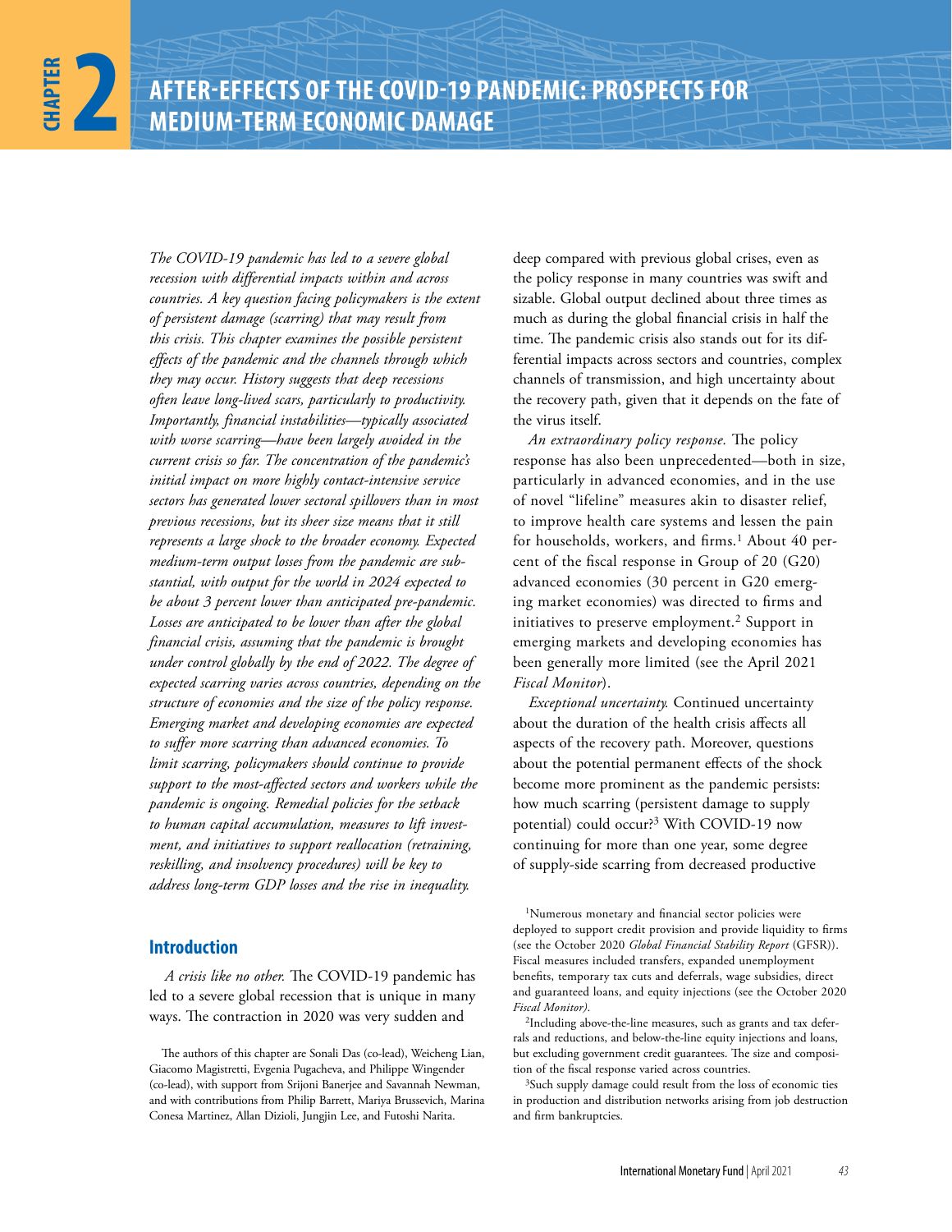# CHAPTER 2 AFTER-EFFECTS OF THE COVID-19 PANDEMIC: PROSPECTS FOR MEDIUM-TERM ECONOMIC DAMAGE

*The COVID-19 pandemic has led to a severe global recession with differential impacts within and across countries. A key question facing policymakers is the extent of persistent damage (scarring) that may result from this crisis. This chapter examines the possible persistent effects of the pandemic and the channels through which they may occur. History suggests that deep recessions often leave long-lived scars, particularly to productivity. Importantly, financial instabilities—typically associated with worse scarring—have been largely avoided in the current crisis so far. The concentration of the pandemic's initial impact on more highly contact-intensive service sectors has generated lower sectoral spillovers than in most previous recessions, but its sheer size means that it still represents a large shock to the broader economy. Expected medium-term output losses from the pandemic are substantial, with output for the world in 2024 expected to be about 3 percent lower than anticipated pre-pandemic. Losses are anticipated to be lower than after the global financial crisis, assuming that the pandemic is brought under control globally by the end of 2022. The degree of expected scarring varies across countries, depending on the structure of economies and the size of the policy response. Emerging market and developing economies are expected to suffer more scarring than advanced economies. To limit scarring, policymakers should continue to provide support to the most-affected sectors and workers while the pandemic is ongoing. Remedial policies for the setback to human capital accumulation, measures to lift investment, and initiatives to support reallocation (retraining, reskilling, and insolvency procedures) will be key to address long-term GDP losses and the rise in inequality.*

## Introduction

*A crisis like no other.* The COVID-19 pandemic has led to a severe global recession that is unique in many ways. The contraction in 2020 was very sudden and deep compared with previous global crises, even as the policy response in many countries was swift and sizable. Global output declined about three times as much as during the global financial crisis in half the time. The pandemic crisis also stands out for its differential impacts across sectors and countries, complex channels of transmission, and high uncertainty about the recovery path, given that it depends on the fate of the virus itself.

*An extraordinary policy response.* The policy response has also been unprecedented—both in size, particularly in advanced economies, and in the use of novel "lifeline" measures akin to disaster relief, to improve health care systems and lessen the pain for households, workers, and firms.[1] About 40 percent of the fiscal response in Group of 20 (G20) advanced economies (30 percent in G20 emerging market economies) was directed to firms and initiatives to preserve employment.[2] Support in emerging markets and developing economies has been generally more limited (see the April 2021 *Fiscal Monitor*).

*Exceptional uncertainty.* Continued uncertainty about the duration of the health crisis affects all aspects of the recovery path. Moreover, questions about the potential permanent effects of the shock become more prominent as the pandemic persists: how much scarring (persistent damage to supply potential) could occur?[3] With COVID-19 now continuing for more than one year, some degree of supply-side scarring from decreased productive

The authors of this chapter are Sonali Das (co-lead), Weicheng Lian, Giacomo Magistretti, Evgenia Pugacheva, and Philippe Wingender (co-lead), with support from Srijoni Banerjee and Savannah Newman, and with contributions from Philip Barrett, Mariya Brussevich, Marina Conesa Martinez, Allan Dizioli, Jungjin Lee, and Futoshi Narita.

[1]Numerous monetary and financial sector policies were deployed to support credit provision and provide liquidity to firms (see the October 2020 *Global Financial Stability Report* (GFSR)). Fiscal measures included transfers, expanded unemployment benefits, temporary tax cuts and deferrals, wage subsidies, direct and guaranteed loans, and equity injections (see the October 2020 *Fiscal Monitor*).

[2]Including above-the-line measures, such as grants and tax deferrals and reductions, and below-the-line equity injections and loans, but excluding government credit guarantees. The size and composition of the fiscal response varied across countries.

[3]Such supply damage could result from the loss of economic ties in production and distribution networks arising from job destruction and firm bankruptcies.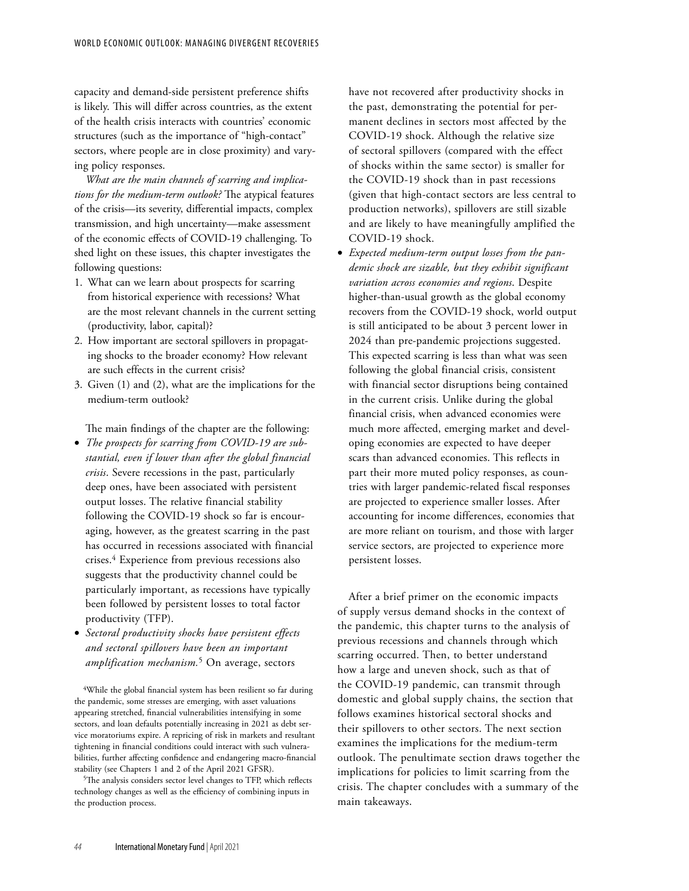capacity and demand-side persistent preference shifts is likely. This will differ across countries, as the extent of the health crisis interacts with countries' economic structures (such as the importance of "high-contact" sectors, where people are in close proximity) and varying policy responses.

*What are the main channels of scarring and implications for the medium-term outlook?* The atypical features of the crisis—its severity, differential impacts, complex transmission, and high uncertainty—make assessment of the economic effects of COVID-19 challenging. To shed light on these issues, this chapter investigates the following questions:

1. What can we learn about prospects for scarring from historical experience with recessions? What are the most relevant channels in the current setting (productivity, labor, capital)?
2. How important are sectoral spillovers in propagating shocks to the broader economy? How relevant are such effects in the current crisis?
3. Given (1) and (2), what are the implications for the medium-term outlook?

The main findings of the chapter are the following:

- *The prospects for scarring from COVID-19 are substantial, even if lower than after the global financial crisis*. Severe recessions in the past, particularly deep ones, have been associated with persistent output losses. The relative financial stability following the COVID-19 shock so far is encouraging, however, as the greatest scarring in the past has occurred in recessions associated with financial crises.[4] Experience from previous recessions also suggests that the productivity channel could be particularly important, as recessions have typically been followed by persistent losses to total factor productivity (TFP).
- *Sectoral productivity shocks have persistent effects and sectoral spillovers have been an important amplification mechanism.*[5] On average, sectors have not recovered after productivity shocks in the past, demonstrating the potential for permanent declines in sectors most affected by the COVID-19 shock. Although the relative size of sectoral spillovers (compared with the effect of shocks within the same sector) is smaller for the COVID-19 shock than in past recessions (given that high-contact sectors are less central to production networks), spillovers are still sizable and are likely to have meaningfully amplified the COVID-19 shock.
- *Expected medium-term output losses from the pandemic shock are sizable, but they exhibit significant variation across economies and regions*. Despite higher-than-usual growth as the global economy recovers from the COVID-19 shock, world output is still anticipated to be about 3 percent lower in 2024 than pre-pandemic projections suggested. This expected scarring is less than what was seen following the global financial crisis, consistent with financial sector disruptions being contained in the current crisis. Unlike during the global financial crisis, when advanced economies were much more affected, emerging market and developing economies are expected to have deeper scars than advanced economies. This reflects in part their more muted policy responses, as countries with larger pandemic-related fiscal responses are projected to experience smaller losses. After accounting for income differences, economies that are more reliant on tourism, and those with larger service sectors, are projected to experience more persistent losses.

After a brief primer on the economic impacts of supply versus demand shocks in the context of the pandemic, this chapter turns to the analysis of previous recessions and channels through which scarring occurred. Then, to better understand how a large and uneven shock, such as that of the COVID-19 pandemic, can transmit through domestic and global supply chains, the section that follows examines historical sectoral shocks and their spillovers to other sectors. The next section examines the implications for the medium-term outlook. The penultimate section draws together the implications for policies to limit scarring from the crisis. The chapter concludes with a summary of the main takeaways.

[4]While the global financial system has been resilient so far during the pandemic, some stresses are emerging, with asset valuations appearing stretched, financial vulnerabilities intensifying in some sectors, and loan defaults potentially increasing in 2021 as debt service moratoriums expire. A repricing of risk in markets and resultant tightening in financial conditions could interact with such vulnerabilities, further affecting confidence and endangering macro-financial stability (see Chapters 1 and 2 of the April 2021 GFSR).

[5]The analysis considers sector level changes to TFP, which reflects technology changes as well as the efficiency of combining inputs in the production process.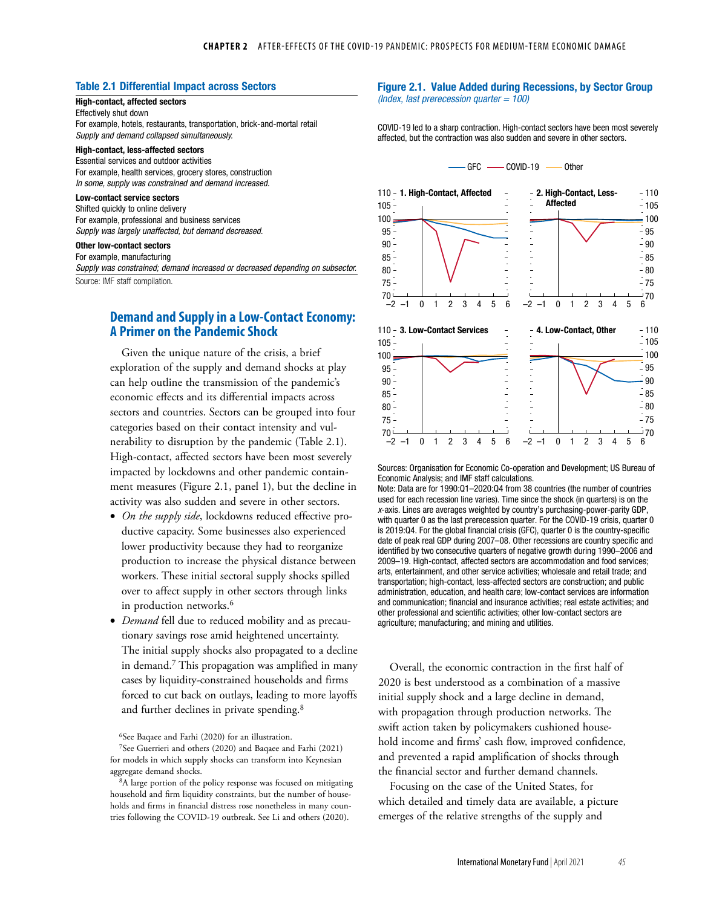### Table 2.1 Differential Impact across Sectors

**High-contact, affected sectors**
Effectively shut down
For example, hotels, restaurants, transportation, brick-and-mortar retail
*Supply and demand collapsed simultaneously.*

**High-contact, less-affected sectors**
Essential services and outdoor activities
For example, health services, grocery stores, construction
*In some, supply was constrained and demand increased.*

**Low-contact service sectors**
Shifted quickly to online delivery
For example, professional and business services
*Supply was largely unaffected, but demand decreased.*

**Other low-contact sectors**
For example, manufacturing
*Supply was constrained; demand increased or decreased depending on subsector.*

Source: IMF staff compilation.

### Figure 2.1. Value Added during Recessions, by Sector Group
*(Index, last prerecession quarter = 100)*

COVID-19 led to a sharp contraction. High-contact sectors have been most severely affected, but the contraction was also sudden and severe in other sectors.

Sources: Organisation for Economic Co-operation and Development; US Bureau of Economic Analysis; and IMF staff calculations.
Note: Data are for 1990:Q1–2020:Q4 from 38 countries (the number of countries used for each recession line varies). Time since the shock (in quarters) is on the *x*-axis. Lines are averages weighted by country's purchasing-power-parity GDP, with quarter 0 as the last prerecession quarter. For the COVID-19 crisis, quarter 0 is 2019:Q4. For the global financial crisis (GFC), quarter 0 is the country-specific date of peak real GDP during 2007–08. Other recessions are country specific and identified by two consecutive quarters of negative growth during 1990–2006 and 2009–19. High-contact, affected sectors are accommodation and food services; arts, entertainment, and other service activities; wholesale and retail trade; and transportation; high-contact, less-affected sectors are construction; and public administration, education, and health care; low-contact services are information and communication; financial and insurance activities; real estate activities; and other professional and scientific activities; other low-contact sectors are agriculture; manufacturing; and mining and utilities.

## Demand and Supply in a Low-Contact Economy: A Primer on the Pandemic Shock

Given the unique nature of the crisis, a brief exploration of the supply and demand shocks at play can help outline the transmission of the pandemic's economic effects and its differential impacts across sectors and countries. Sectors can be grouped into four categories based on their contact intensity and vulnerability to disruption by the pandemic (Table 2.1). High-contact, affected sectors have been most severely impacted by lockdowns and other pandemic containment measures (Figure 2.1, panel 1), but the decline in activity was also sudden and severe in other sectors.

- *On the supply side*, lockdowns reduced effective productive capacity. Some businesses also experienced lower productivity because they had to reorganize production to increase the physical distance between workers. These initial sectoral supply shocks spilled over to affect supply in other sectors through links in production networks.[6]
- *Demand* fell due to reduced mobility and as precautionary savings rose amid heightened uncertainty. The initial supply shocks also propagated to a decline in demand.[7] This propagation was amplified in many cases by liquidity-constrained households and firms forced to cut back on outlays, leading to more layoffs and further declines in private spending.[8]

Overall, the economic contraction in the first half of 2020 is best understood as a combination of a massive initial supply shock and a large decline in demand, with propagation through production networks. The swift action taken by policymakers cushioned household income and firms' cash flow, improved confidence, and prevented a rapid amplification of shocks through the financial sector and further demand channels.

Focusing on the case of the United States, for which detailed and timely data are available, a picture emerges of the relative strengths of the supply and

[6]See Baqaee and Farhi (2020) for an illustration.

[7]See Guerrieri and others (2020) and Baqaee and Farhi (2021) for models in which supply shocks can transform into Keynesian aggregate demand shocks.

[8]A large portion of the policy response was focused on mitigating household and firm liquidity constraints, but the number of households and firms in financial distress rose nonetheless in many countries following the COVID-19 outbreak. See Li and others (2020).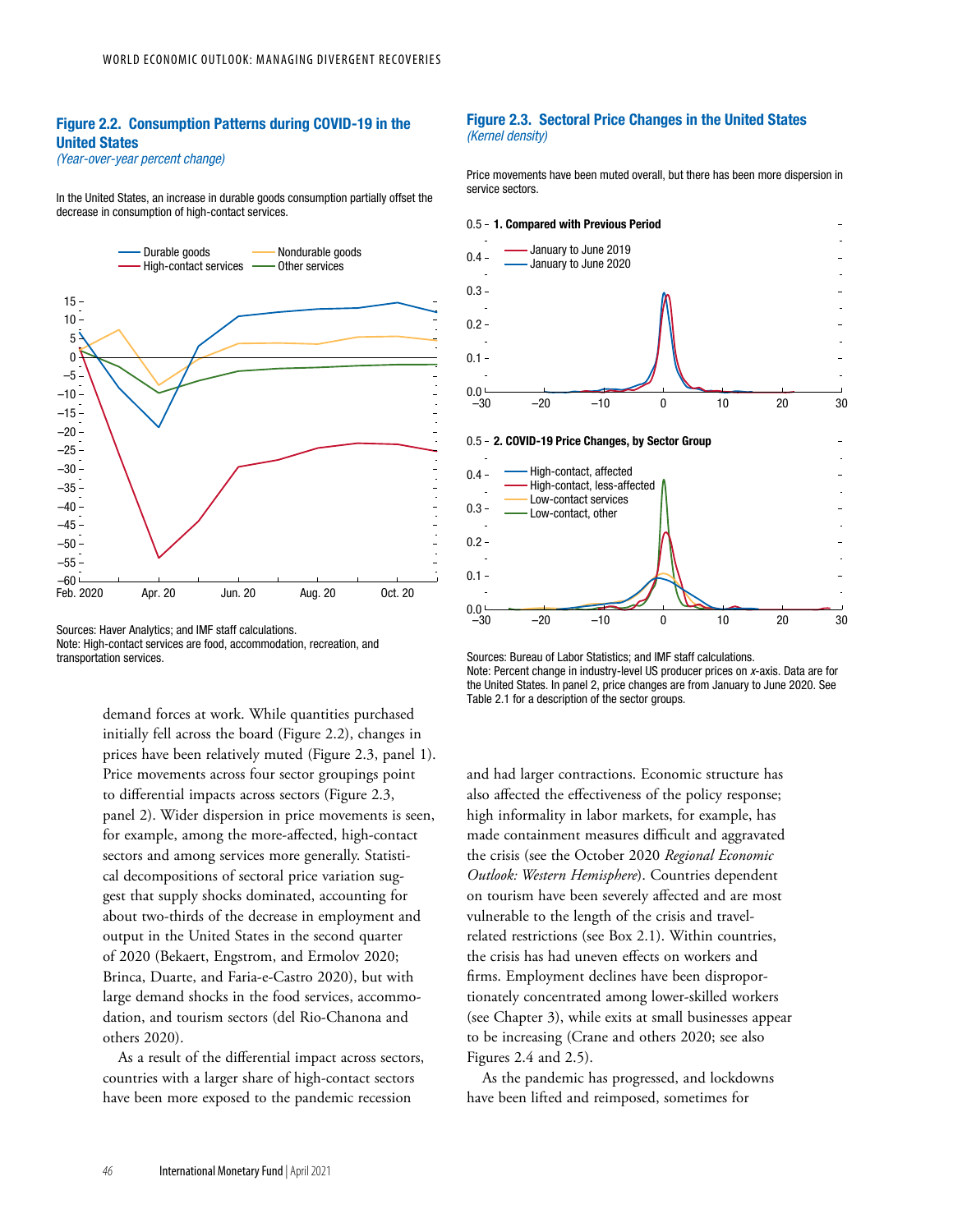### Figure 2.2. Consumption Patterns during COVID-19 in the United States

*(Year-over-year percent change)*

In the United States, an increase in durable goods consumption partially offset the decrease in consumption of high-contact services.

Sources: Haver Analytics; and IMF staff calculations.
Note: High-contact services are food, accommodation, recreation, and transportation services.

### Figure 2.3. Sectoral Price Changes in the United States

*(Kernel density)*

Price movements have been muted overall, but there has been more dispersion in service sectors.

Sources: Bureau of Labor Statistics; and IMF staff calculations.
Note: Percent change in industry-level US producer prices on *x*-axis. Data are for the United States. In panel 2, price changes are from January to June 2020. See Table 2.1 for a description of the sector groups.

demand forces at work. While quantities purchased initially fell across the board (Figure 2.2), changes in prices have been relatively muted (Figure 2.3, panel 1). Price movements across four sector groupings point to differential impacts across sectors (Figure 2.3, panel 2). Wider dispersion in price movements is seen, for example, among the more-affected, high-contact sectors and among services more generally. Statistical decompositions of sectoral price variation suggest that supply shocks dominated, accounting for about two-thirds of the decrease in employment and output in the United States in the second quarter of 2020 (Bekaert, Engstrom, and Ermolov 2020; Brinca, Duarte, and Faria-e-Castro 2020), but with large demand shocks in the food services, accommodation, and tourism sectors (del Rio-Chanona and others 2020).

As a result of the differential impact across sectors, countries with a larger share of high-contact sectors have been more exposed to the pandemic recession and had larger contractions. Economic structure has also affected the effectiveness of the policy response; high informality in labor markets, for example, has made containment measures difficult and aggravated the crisis (see the October 2020 *Regional Economic Outlook: Western Hemisphere*). Countries dependent on tourism have been severely affected and are most vulnerable to the length of the crisis and travel-related restrictions (see Box 2.1). Within countries, the crisis has had uneven effects on workers and firms. Employment declines have been disproportionately concentrated among lower-skilled workers (see Chapter 3), while exits at small businesses appear to be increasing (Crane and others 2020; see also Figures 2.4 and 2.5).

As the pandemic has progressed, and lockdowns have been lifted and reimposed, sometimes for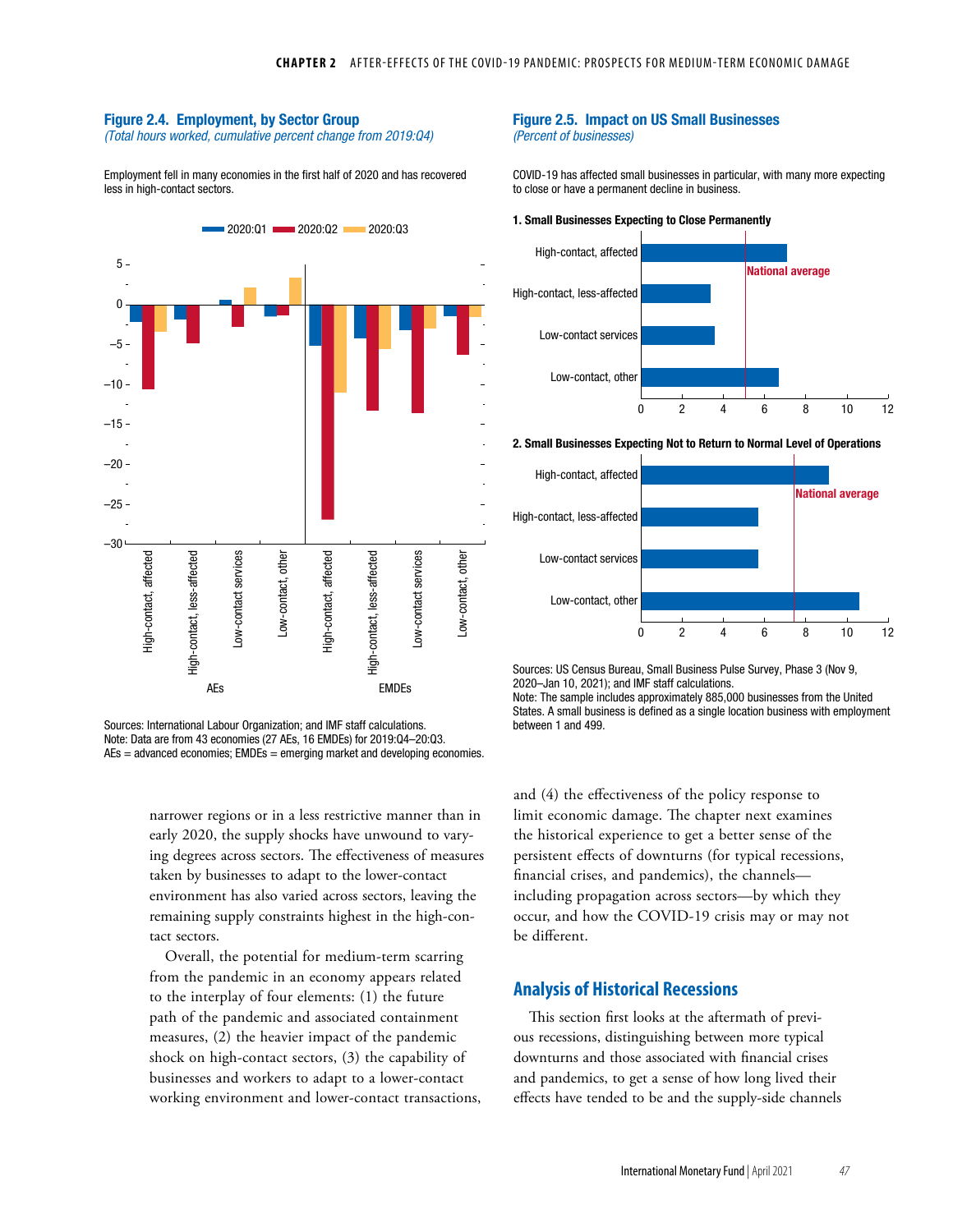**Figure 2.4. Employment, by Sector Group**
*(Total hours worked, cumulative percent change from 2019:Q4)*

Employment fell in many economies in the first half of 2020 and has recovered less in high-contact sectors.

Sources: International Labour Organization; and IMF staff calculations.
Note: Data are from 43 economies (27 AEs, 16 EMDEs) for 2019:Q4–20:Q3. AEs = advanced economies; EMDEs = emerging market and developing economies.

**Figure 2.5. Impact on US Small Businesses**
*(Percent of businesses)*

COVID-19 has affected small businesses in particular, with many more expecting to close or have a permanent decline in business.

1. Small Businesses Expecting to Close Permanently

2. Small Businesses Expecting Not to Return to Normal Level of Operations

Sources: US Census Bureau, Small Business Pulse Survey, Phase 3 (Nov 9, 2020–Jan 10, 2021); and IMF staff calculations.
Note: The sample includes approximately 885,000 businesses from the United States. A small business is defined as a single location business with employment between 1 and 499.

narrower regions or in a less restrictive manner than in early 2020, the supply shocks have unwound to varying degrees across sectors. The effectiveness of measures taken by businesses to adapt to the lower-contact environment has also varied across sectors, leaving the remaining supply constraints highest in the high-contact sectors.

Overall, the potential for medium-term scarring from the pandemic in an economy appears related to the interplay of four elements: (1) the future path of the pandemic and associated containment measures, (2) the heavier impact of the pandemic shock on high-contact sectors, (3) the capability of businesses and workers to adapt to a lower-contact working environment and lower-contact transactions, and (4) the effectiveness of the policy response to limit economic damage. The chapter next examines the historical experience to get a better sense of the persistent effects of downturns (for typical recessions, financial crises, and pandemics), the channels—including propagation across sectors—by which they occur, and how the COVID-19 crisis may or may not be different.

## Analysis of Historical Recessions

This section first looks at the aftermath of previous recessions, distinguishing between more typical downturns and those associated with financial crises and pandemics, to get a sense of how long lived their effects have tended to be and the supply-side channels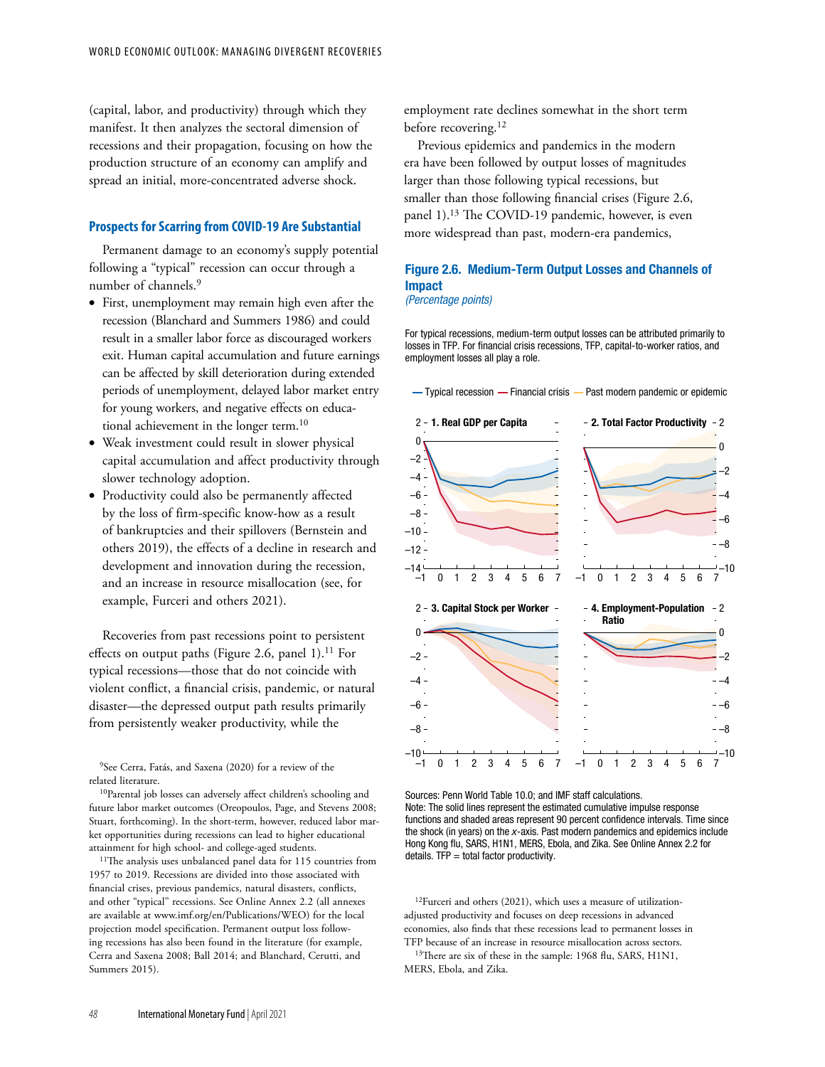(capital, labor, and productivity) through which they manifest. It then analyzes the sectoral dimension of recessions and their propagation, focusing on how the production structure of an economy can amplify and spread an initial, more-concentrated adverse shock.

## Prospects for Scarring from COVID-19 Are Substantial

Permanent damage to an economy's supply potential following a "typical" recession can occur through a number of channels.[9]

- First, unemployment may remain high even after the recession (Blanchard and Summers 1986) and could result in a smaller labor force as discouraged workers exit. Human capital accumulation and future earnings can be affected by skill deterioration during extended periods of unemployment, delayed labor market entry for young workers, and negative effects on educational achievement in the longer term.[10]
- Weak investment could result in slower physical capital accumulation and affect productivity through slower technology adoption.
- Productivity could also be permanently affected by the loss of firm-specific know-how as a result of bankruptcies and their spillovers (Bernstein and others 2019), the effects of a decline in research and development and innovation during the recession, and an increase in resource misallocation (see, for example, Furceri and others 2021).

Recoveries from past recessions point to persistent effects on output paths (Figure 2.6, panel 1).[11] For typical recessions—those that do not coincide with violent conflict, a financial crisis, pandemic, or natural disaster—the depressed output path results primarily from persistently weaker productivity, while the employment rate declines somewhat in the short term before recovering.[12]

Previous epidemics and pandemics in the modern era have been followed by output losses of magnitudes larger than those following typical recessions, but smaller than those following financial crises (Figure 2.6, panel 1).[13] The COVID-19 pandemic, however, is even more widespread than past, modern-era pandemics,

### Figure 2.6. Medium-Term Output Losses and Channels of Impact

*(Percentage points)*

For typical recessions, medium-term output losses can be attributed primarily to losses in TFP. For financial crisis recessions, TFP, capital-to-worker ratios, and employment losses all play a role.

Sources: Penn World Table 10.0; and IMF staff calculations.
Note: The solid lines represent the estimated cumulative impulse response functions and shaded areas represent 90 percent confidence intervals. Time since the shock (in years) on the *x*-axis. Past modern pandemics and epidemics include Hong Kong flu, SARS, H1N1, MERS, Ebola, and Zika. See Online Annex 2.2 for details. TFP = total factor productivity.

---

[9]See Cerra, Fatás, and Saxena (2020) for a review of the related literature.

[10]Parental job losses can adversely affect children's schooling and future labor market outcomes (Oreopoulos, Page, and Stevens 2008; Stuart, forthcoming). In the short-term, however, reduced labor market opportunities during recessions can lead to higher educational attainment for high school- and college-aged students.

[11]The analysis uses unbalanced panel data for 115 countries from 1957 to 2019. Recessions are divided into those associated with financial crises, previous pandemics, natural disasters, conflicts, and other "typical" recessions. See Online Annex 2.2 (all annexes are available at www.imf.org/en/Publications/WEO) for the local projection model specification. Permanent output loss following recessions has also been found in the literature (for example, Cerra and Saxena 2008; Ball 2014; and Blanchard, Cerutti, and Summers 2015).

[12]Furceri and others (2021), which uses a measure of utilization-adjusted productivity and focuses on deep recessions in advanced economies, also finds that these recessions lead to permanent losses in TFP because of an increase in resource misallocation across sectors.

[13]There are six of these in the sample: 1968 flu, SARS, H1N1, MERS, Ebola, and Zika.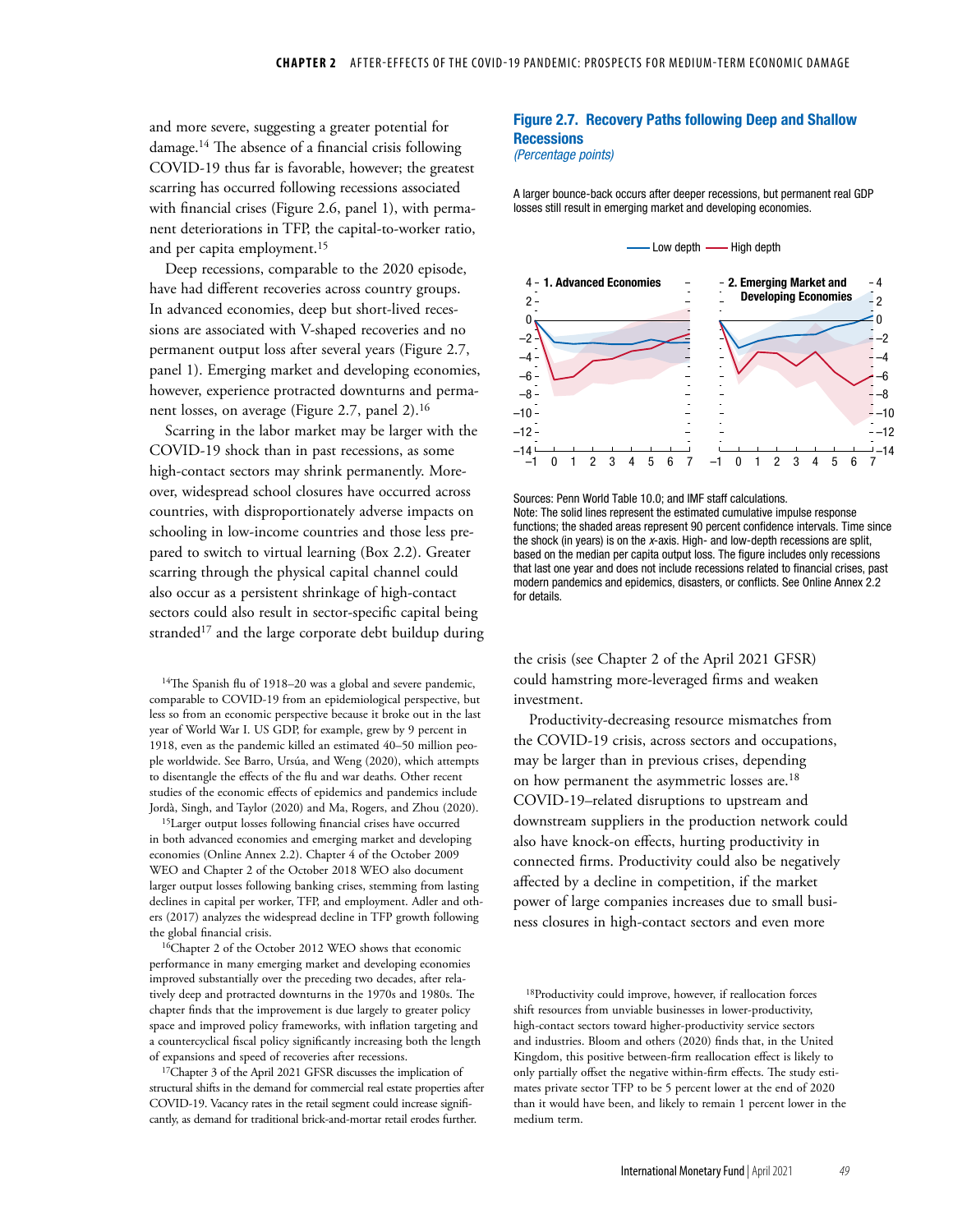and more severe, suggesting a greater potential for damage.[14] The absence of a financial crisis following COVID-19 thus far is favorable, however; the greatest scarring has occurred following recessions associated with financial crises (Figure 2.6, panel 1), with permanent deteriorations in TFP, the capital-to-worker ratio, and per capita employment.[15]

Deep recessions, comparable to the 2020 episode, have had different recoveries across country groups. In advanced economies, deep but short-lived recessions are associated with V-shaped recoveries and no permanent output loss after several years (Figure 2.7, panel 1). Emerging market and developing economies, however, experience protracted downturns and permanent losses, on average (Figure 2.7, panel 2).[16]

Scarring in the labor market may be larger with the COVID-19 shock than in past recessions, as some high-contact sectors may shrink permanently. Moreover, widespread school closures have occurred across countries, with disproportionately adverse impacts on schooling in low-income countries and those less prepared to switch to virtual learning (Box 2.2). Greater scarring through the physical capital channel could also occur as a persistent shrinkage of high-contact sectors could also result in sector-specific capital being stranded[17] and the large corporate debt buildup during the crisis (see Chapter 2 of the April 2021 GFSR) could hamstring more-leveraged firms and weaken investment.

Productivity-decreasing resource mismatches from the COVID-19 crisis, across sectors and occupations, may be larger than in previous crises, depending on how permanent the asymmetric losses are.[18] COVID-19–related disruptions to upstream and downstream suppliers in the production network could also have knock-on effects, hurting productivity in connected firms. Productivity could also be negatively affected by a decline in competition, if the market power of large companies increases due to small business closures in high-contact sectors and even more

**Figure 2.7. Recovery Paths following Deep and Shallow Recessions**
*(Percentage points)*

A larger bounce-back occurs after deeper recessions, but permanent real GDP losses still result in emerging market and developing economies.

Sources: Penn World Table 10.0; and IMF staff calculations.
Note: The solid lines represent the estimated cumulative impulse response functions; the shaded areas represent 90 percent confidence intervals. Time since the shock (in years) is on the *x*-axis. High- and low-depth recessions are split, based on the median per capita output loss. The figure includes only recessions that last one year and does not include recessions related to financial crises, past modern pandemics and epidemics, disasters, or conflicts. See Online Annex 2.2 for details.

[14]The Spanish flu of 1918–20 was a global and severe pandemic, comparable to COVID-19 from an epidemiological perspective, but less so from an economic perspective because it broke out in the last year of World War I. US GDP, for example, grew by 9 percent in 1918, even as the pandemic killed an estimated 40–50 million people worldwide. See Barro, Ursúa, and Weng (2020), which attempts to disentangle the effects of the flu and war deaths. Other recent studies of the economic effects of epidemics and pandemics include Jordà, Singh, and Taylor (2020) and Ma, Rogers, and Zhou (2020).

[15]Larger output losses following financial crises have occurred in both advanced economies and emerging market and developing economies (Online Annex 2.2). Chapter 4 of the October 2009 WEO and Chapter 2 of the October 2018 WEO also document larger output losses following banking crises, stemming from lasting declines in capital per worker, TFP, and employment. Adler and others (2017) analyzes the widespread decline in TFP growth following the global financial crisis.

[16]Chapter 2 of the October 2012 WEO shows that economic performance in many emerging market and developing economies improved substantially over the preceding two decades, after relatively deep and protracted downturns in the 1970s and 1980s. The chapter finds that the improvement is due largely to greater policy space and improved policy frameworks, with inflation targeting and a countercyclical fiscal policy significantly increasing both the length of expansions and speed of recoveries after recessions.

[17]Chapter 3 of the April 2021 GFSR discusses the implication of structural shifts in the demand for commercial real estate properties after COVID-19. Vacancy rates in the retail segment could increase significantly, as demand for traditional brick-and-mortar retail erodes further.

[18]Productivity could improve, however, if reallocation forces shift resources from unviable businesses in lower-productivity, high-contact sectors toward higher-productivity service sectors and industries. Bloom and others (2020) finds that, in the United Kingdom, this positive between-firm reallocation effect is likely to only partially offset the negative within-firm effects. The study estimates private sector TFP to be 5 percent lower at the end of 2020 than it would have been, and likely to remain 1 percent lower in the medium term.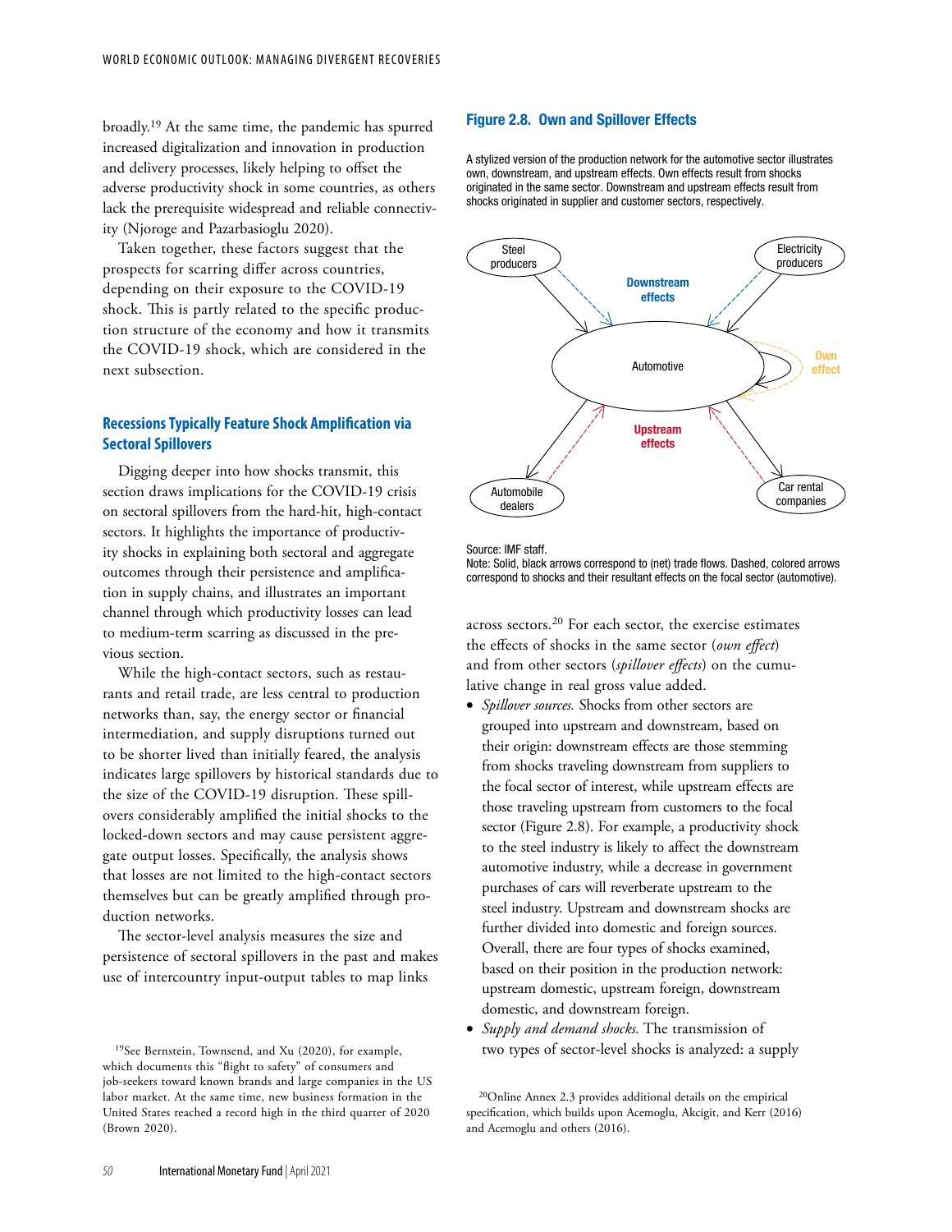broadly.[19] At the same time, the pandemic has spurred increased digitalization and innovation in production and delivery processes, likely helping to offset the adverse productivity shock in some countries, as others lack the prerequisite widespread and reliable connectivity (Njoroge and Pazarbasioglu 2020).

Taken together, these factors suggest that the prospects for scarring differ across countries, depending on their exposure to the COVID-19 shock. This is partly related to the specific production structure of the economy and how it transmits the COVID-19 shock, which are considered in the next subsection.

## Recessions Typically Feature Shock Amplification via Sectoral Spillovers

Digging deeper into how shocks transmit, this section draws implications for the COVID-19 crisis on sectoral spillovers from the hard-hit, high-contact sectors. It highlights the importance of productivity shocks in explaining both sectoral and aggregate outcomes through their persistence and amplification in supply chains, and illustrates an important channel through which productivity losses can lead to medium-term scarring as discussed in the previous section.

While the high-contact sectors, such as restaurants and retail trade, are less central to production networks than, say, the energy sector or financial intermediation, and supply disruptions turned out to be shorter lived than initially feared, the analysis indicates large spillovers by historical standards due to the size of the COVID-19 disruption. These spillovers considerably amplified the initial shocks to the locked-down sectors and may cause persistent aggregate output losses. Specifically, the analysis shows that losses are not limited to the high-contact sectors themselves but can be greatly amplified through production networks.

The sector-level analysis measures the size and persistence of sectoral spillovers in the past and makes use of intercountry input-output tables to map links across sectors.[20] For each sector, the exercise estimates the effects of shocks in the same sector (*own effect*) and from other sectors (*spillover effects*) on the cumulative change in real gross value added.

- *Spillover sources.* Shocks from other sectors are grouped into upstream and downstream, based on their origin: downstream effects are those stemming from shocks traveling downstream from suppliers to the focal sector of interest, while upstream effects are those traveling upstream from customers to the focal sector (Figure 2.8). For example, a productivity shock to the steel industry is likely to affect the downstream automotive industry, while a decrease in government purchases of cars will reverberate upstream to the steel industry. Upstream and downstream shocks are further divided into domestic and foreign sources. Overall, there are four types of shocks examined, based on their position in the production network: upstream domestic, upstream foreign, downstream domestic, and downstream foreign.
- *Supply and demand shocks.* The transmission of two types of sector-level shocks is analyzed: a supply

**Figure 2.8. Own and Spillover Effects**

A stylized version of the production network for the automotive sector illustrates own, downstream, and upstream effects. Own effects result from shocks originated in the same sector. Downstream and upstream effects result from shocks originated in supplier and customer sectors, respectively.

Steel producers — Electricity producers — Downstream effects — Automotive — Own effect — Upstream effects — Automobile dealers — Car rental companies

Source: IMF staff.
Note: Solid, black arrows correspond to (net) trade flows. Dashed, colored arrows correspond to shocks and their resultant effects on the focal sector (automotive).

[19]See Bernstein, Townsend, and Xu (2020), for example, which documents this "flight to safety" of consumers and job-seekers toward known brands and large companies in the US labor market. At the same time, new business formation in the United States reached a record high in the third quarter of 2020 (Brown 2020).

[20]Online Annex 2.3 provides additional details on the empirical specification, which builds upon Acemoglu, Akcigit, and Kerr (2016) and Acemoglu and others (2016).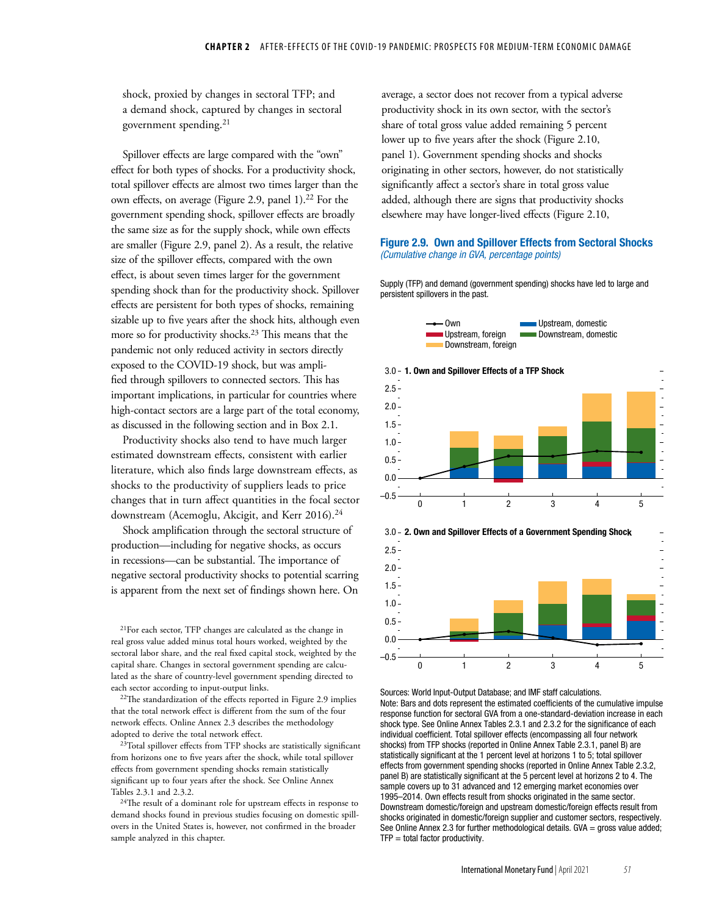shock, proxied by changes in sectoral TFP; and a demand shock, captured by changes in sectoral government spending.[21]

Spillover effects are large compared with the "own" effect for both types of shocks. For a productivity shock, total spillover effects are almost two times larger than the own effects, on average (Figure 2.9, panel 1).[22] For the government spending shock, spillover effects are broadly the same size as for the supply shock, while own effects are smaller (Figure 2.9, panel 2). As a result, the relative size of the spillover effects, compared with the own effect, is about seven times larger for the government spending shock than for the productivity shock. Spillover effects are persistent for both types of shocks, remaining sizable up to five years after the shock hits, although even more so for productivity shocks.[23] This means that the pandemic not only reduced activity in sectors directly exposed to the COVID-19 shock, but was amplified through spillovers to connected sectors. This has important implications, in particular for countries where high-contact sectors are a large part of the total economy, as discussed in the following section and in Box 2.1.

Productivity shocks also tend to have much larger estimated downstream effects, consistent with earlier literature, which also finds large downstream effects, as shocks to the productivity of suppliers leads to price changes that in turn affect quantities in the focal sector downstream (Acemoglu, Akcigit, and Kerr 2016).[24]

Shock amplification through the sectoral structure of production—including for negative shocks, as occurs in recessions—can be substantial. The importance of negative sectoral productivity shocks to potential scarring is apparent from the next set of findings shown here. On average, a sector does not recover from a typical adverse productivity shock in its own sector, with the sector's share of total gross value added remaining 5 percent lower up to five years after the shock (Figure 2.10, panel 1). Government spending shocks and shocks originating in other sectors, however, do not statistically significantly affect a sector's share in total gross value added, although there are signs that productivity shocks elsewhere may have longer-lived effects (Figure 2.10,

**Figure 2.9. Own and Spillover Effects from Sectoral Shocks**
*(Cumulative change in GVA, percentage points)*

Supply (TFP) and demand (government spending) shocks have led to large and persistent spillovers in the past.

Sources: World Input-Output Database; and IMF staff calculations.
Note: Bars and dots represent the estimated coefficients of the cumulative impulse response function for sectoral GVA from a one-standard-deviation increase in each shock type. See Online Annex Tables 2.3.1 and 2.3.2 for the significance of each individual coefficient. Total spillover effects (encompassing all four network shocks) from TFP shocks (reported in Online Annex Table 2.3.1, panel B) are statistically significant at the 1 percent level at horizons 1 to 5; total spillover effects from government spending shocks (reported in Online Annex Table 2.3.2, panel B) are statistically significant at the 5 percent level at horizons 2 to 4. The sample covers up to 31 advanced and 12 emerging market economies over 1995–2014. Own effects result from shocks originated in the same sector. Downstream domestic/foreign and upstream domestic/foreign effects result from shocks originated in domestic/foreign supplier and customer sectors, respectively. See Online Annex 2.3 for further methodological details. GVA = gross value added; TFP = total factor productivity.

---

[21]For each sector, TFP changes are calculated as the change in real gross value added minus total hours worked, weighted by the sectoral labor share, and the real fixed capital stock, weighted by the capital share. Changes in sectoral government spending are calculated as the share of country-level government spending directed to each sector according to input-output links.

[22]The standardization of the effects reported in Figure 2.9 implies that the total network effect is different from the sum of the four network effects. Online Annex 2.3 describes the methodology adopted to derive the total network effect.

[23]Total spillover effects from TFP shocks are statistically significant from horizons one to five years after the shock, while total spillover effects from government spending shocks remain statistically significant up to four years after the shock. See Online Annex Tables 2.3.1 and 2.3.2.

[24]The result of a dominant role for upstream effects in response to demand shocks found in previous studies focusing on domestic spillovers in the United States is, however, not confirmed in the broader sample analyzed in this chapter.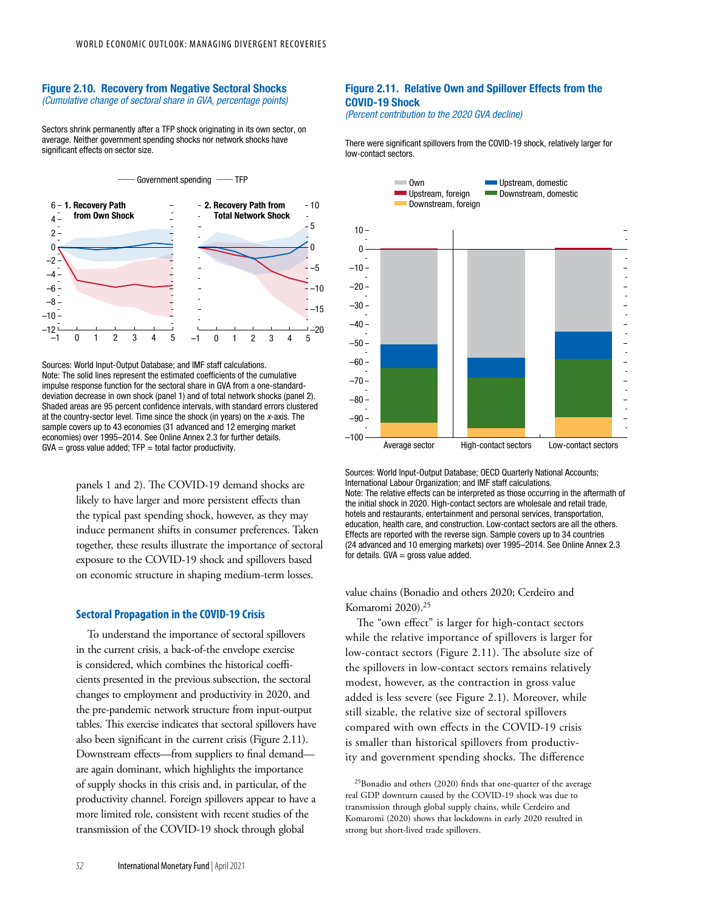### Figure 2.10. Recovery from Negative Sectoral Shocks

*(Cumulative change of sectoral share in GVA, percentage points)*

Sectors shrink permanently after a TFP shock originating in its own sector, on average. Neither government spending shocks nor network shocks have significant effects on sector size.

Sources: World Input-Output Database; and IMF staff calculations.
Note: The solid lines represent the estimated coefficients of the cumulative impulse response function for the sectoral share in GVA from a one-standard-deviation decrease in own shock (panel 1) and of total network shocks (panel 2). Shaded areas are 95 percent confidence intervals, with standard errors clustered at the country-sector level. Time since the shock (in years) on the *x*-axis. The sample covers up to 43 economies (31 advanced and 12 emerging market economies) over 1995–2014. See Online Annex 2.3 for further details.
GVA = gross value added; TFP = total factor productivity.

panels 1 and 2). The COVID-19 demand shocks are likely to have larger and more persistent effects than the typical past spending shock, however, as they may induce permanent shifts in consumer preferences. Taken together, these results illustrate the importance of sectoral exposure to the COVID-19 shock and spillovers based on economic structure in shaping medium-term losses.

## Sectoral Propagation in the COVID-19 Crisis

To understand the importance of sectoral spillovers in the current crisis, a back-of-the envelope exercise is considered, which combines the historical coefficients presented in the previous subsection, the sectoral changes to employment and productivity in 2020, and the pre-pandemic network structure from input-output tables. This exercise indicates that sectoral spillovers have also been significant in the current crisis (Figure 2.11). Downstream effects—from suppliers to final demand—are again dominant, which highlights the importance of supply shocks in this crisis and, in particular, of the productivity channel. Foreign spillovers appear to have a more limited role, consistent with recent studies of the transmission of the COVID-19 shock through global value chains (Bonadio and others 2020; Cerdeiro and Komaromi 2020).[25]

### Figure 2.11. Relative Own and Spillover Effects from the COVID-19 Shock

*(Percent contribution to the 2020 GVA decline)*

There were significant spillovers from the COVID-19 shock, relatively larger for low-contact sectors.

Sources: World Input-Output Database; OECD Quarterly National Accounts; International Labour Organization; and IMF staff calculations.
Note: The relative effects can be interpreted as those occurring in the aftermath of the initial shock in 2020. High-contact sectors are wholesale and retail trade, hotels and restaurants, entertainment and personal services, transportation, education, health care, and construction. Low-contact sectors are all the others. Effects are reported with the reverse sign. Sample covers up to 34 countries (24 advanced and 10 emerging markets) over 1995–2014. See Online Annex 2.3 for details. GVA = gross value added.

The "own effect" is larger for high-contact sectors while the relative importance of spillovers is larger for low-contact sectors (Figure 2.11). The absolute size of the spillovers in low-contact sectors remains relatively modest, however, as the contraction in gross value added is less severe (see Figure 2.1). Moreover, while still sizable, the relative size of sectoral spillovers compared with own effects in the COVID-19 crisis is smaller than historical spillovers from productivity and government spending shocks. The difference

[25]Bonadio and others (2020) finds that one-quarter of the average real GDP downturn caused by the COVID-19 shock was due to transmission through global supply chains, while Cerdeiro and Komaromi (2020) shows that lockdowns in early 2020 resulted in strong but short-lived trade spillovers.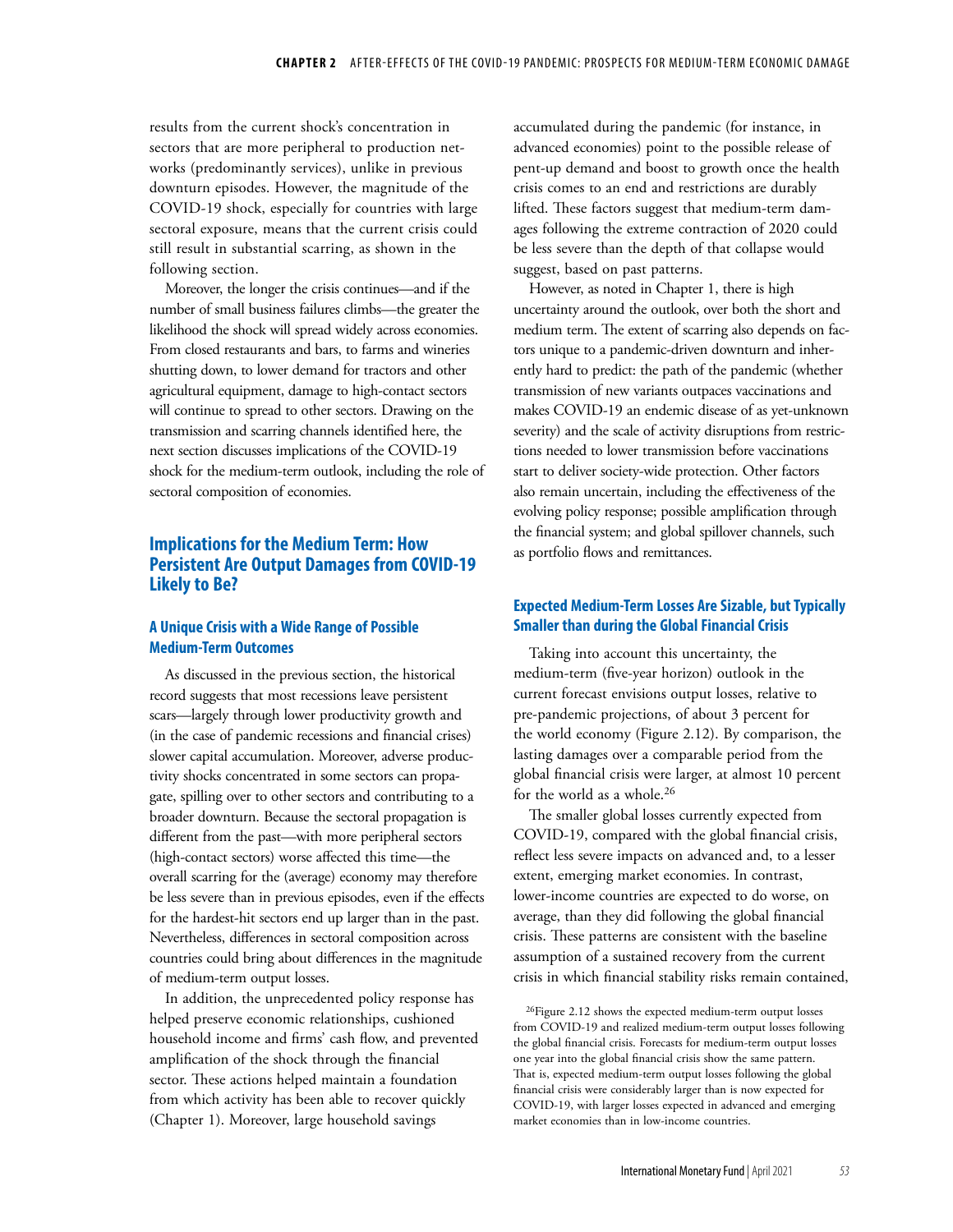results from the current shock's concentration in sectors that are more peripheral to production networks (predominantly services), unlike in previous downturn episodes. However, the magnitude of the COVID-19 shock, especially for countries with large sectoral exposure, means that the current crisis could still result in substantial scarring, as shown in the following section.

Moreover, the longer the crisis continues—and if the number of small business failures climbs—the greater the likelihood the shock will spread widely across economies. From closed restaurants and bars, to farms and wineries shutting down, to lower demand for tractors and other agricultural equipment, damage to high-contact sectors will continue to spread to other sectors. Drawing on the transmission and scarring channels identified here, the next section discusses implications of the COVID-19 shock for the medium-term outlook, including the role of sectoral composition of economies.

## Implications for the Medium Term: How Persistent Are Output Damages from COVID-19 Likely to Be?

### A Unique Crisis with a Wide Range of Possible Medium-Term Outcomes

As discussed in the previous section, the historical record suggests that most recessions leave persistent scars—largely through lower productivity growth and (in the case of pandemic recessions and financial crises) slower capital accumulation. Moreover, adverse productivity shocks concentrated in some sectors can propagate, spilling over to other sectors and contributing to a broader downturn. Because the sectoral propagation is different from the past—with more peripheral sectors (high-contact sectors) worse affected this time—the overall scarring for the (average) economy may therefore be less severe than in previous episodes, even if the effects for the hardest-hit sectors end up larger than in the past. Nevertheless, differences in sectoral composition across countries could bring about differences in the magnitude of medium-term output losses.

In addition, the unprecedented policy response has helped preserve economic relationships, cushioned household income and firms' cash flow, and prevented amplification of the shock through the financial sector. These actions helped maintain a foundation from which activity has been able to recover quickly (Chapter 1). Moreover, large household savings accumulated during the pandemic (for instance, in advanced economies) point to the possible release of pent-up demand and boost to growth once the health crisis comes to an end and restrictions are durably lifted. These factors suggest that medium-term damages following the extreme contraction of 2020 could be less severe than the depth of that collapse would suggest, based on past patterns.

However, as noted in Chapter 1, there is high uncertainty around the outlook, over both the short and medium term. The extent of scarring also depends on factors unique to a pandemic-driven downturn and inherently hard to predict: the path of the pandemic (whether transmission of new variants outpaces vaccinations and makes COVID-19 an endemic disease of as yet-unknown severity) and the scale of activity disruptions from restrictions needed to lower transmission before vaccinations start to deliver society-wide protection. Other factors also remain uncertain, including the effectiveness of the evolving policy response; possible amplification through the financial system; and global spillover channels, such as portfolio flows and remittances.

### Expected Medium-Term Losses Are Sizable, but Typically Smaller than during the Global Financial Crisis

Taking into account this uncertainty, the medium-term (five-year horizon) outlook in the current forecast envisions output losses, relative to pre-pandemic projections, of about 3 percent for the world economy (Figure 2.12). By comparison, the lasting damages over a comparable period from the global financial crisis were larger, at almost 10 percent for the world as a whole.[26]

The smaller global losses currently expected from COVID-19, compared with the global financial crisis, reflect less severe impacts on advanced and, to a lesser extent, emerging market economies. In contrast, lower-income countries are expected to do worse, on average, than they did following the global financial crisis. These patterns are consistent with the baseline assumption of a sustained recovery from the current crisis in which financial stability risks remain contained,

[26]Figure 2.12 shows the expected medium-term output losses from COVID-19 and realized medium-term output losses following the global financial crisis. Forecasts for medium-term output losses one year into the global financial crisis show the same pattern. That is, expected medium-term output losses following the global financial crisis were considerably larger than is now expected for COVID-19, with larger losses expected in advanced and emerging market economies than in low-income countries.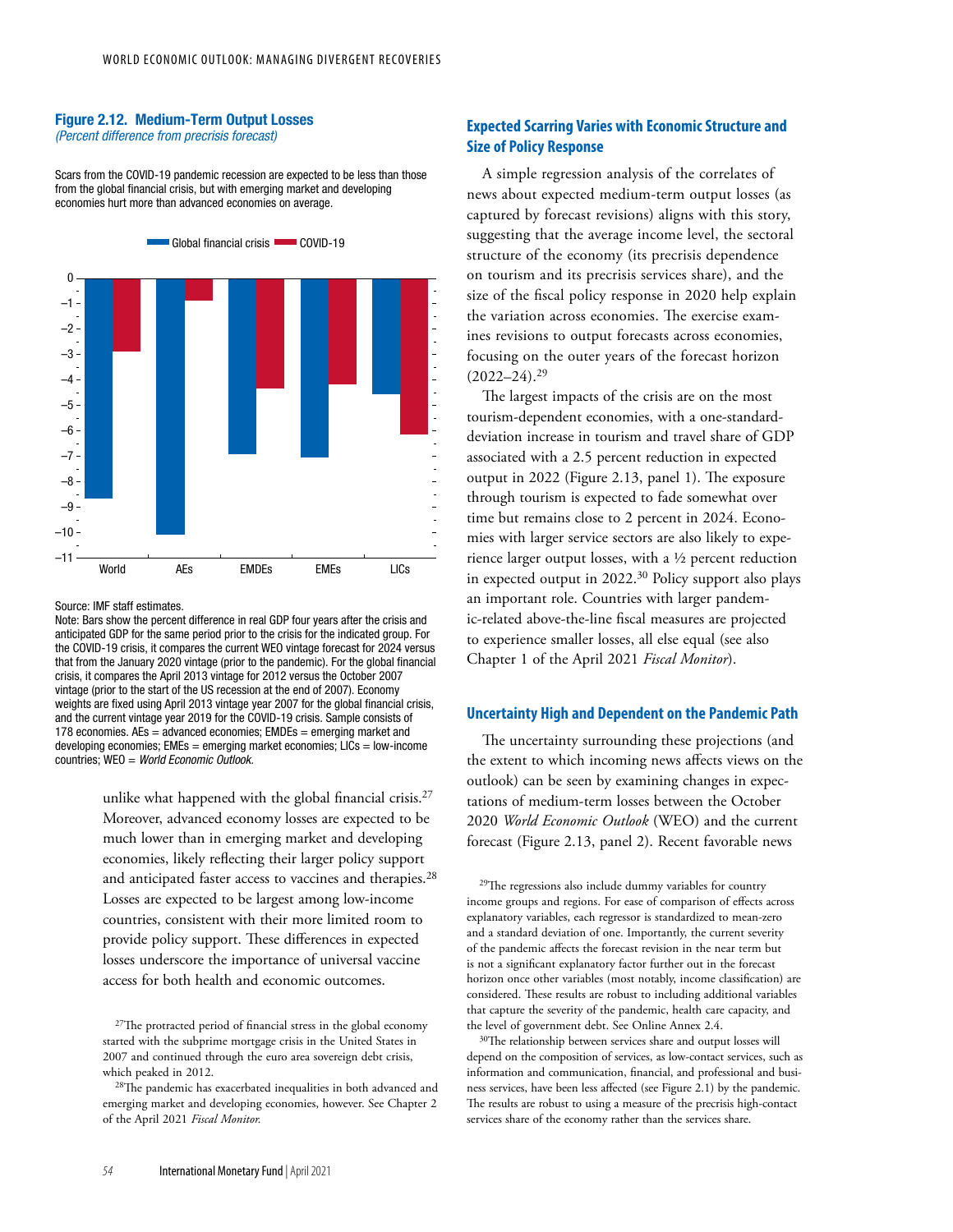**Figure 2.12. Medium-Term Output Losses**
*(Percent difference from precrisis forecast)*

Scars from the COVID-19 pandemic recession are expected to be less than those from the global financial crisis, but with emerging market and developing economies hurt more than advanced economies on average.

Source: IMF staff estimates.
Note: Bars show the percent difference in real GDP four years after the crisis and anticipated GDP for the same period prior to the crisis for the indicated group. For the COVID-19 crisis, it compares the current WEO vintage forecast for 2024 versus that from the January 2020 vintage (prior to the pandemic). For the global financial crisis, it compares the April 2013 vintage for 2012 versus the October 2007 vintage (prior to the start of the US recession at the end of 2007). Economy weights are fixed using April 2013 vintage year 2007 for the global financial crisis, and the current vintage year 2019 for the COVID-19 crisis. Sample consists of 178 economies. AEs = advanced economies; EMDEs = emerging market and developing economies; EMEs = emerging market economies; LICs = low-income countries; WEO = *World Economic Outlook*.

unlike what happened with the global financial crisis.[27] Moreover, advanced economy losses are expected to be much lower than in emerging market and developing economies, likely reflecting their larger policy support and anticipated faster access to vaccines and therapies.[28] Losses are expected to be largest among low-income countries, consistent with their more limited room to provide policy support. These differences in expected losses underscore the importance of universal vaccine access for both health and economic outcomes.

## Expected Scarring Varies with Economic Structure and Size of Policy Response

A simple regression analysis of the correlates of news about expected medium-term output losses (as captured by forecast revisions) aligns with this story, suggesting that the average income level, the sectoral structure of the economy (its precrisis dependence on tourism and its precrisis services share), and the size of the fiscal policy response in 2020 help explain the variation across economies. The exercise examines revisions to output forecasts across economies, focusing on the outer years of the forecast horizon (2022–24).[29]

The largest impacts of the crisis are on the most tourism-dependent economies, with a one-standard-deviation increase in tourism and travel share of GDP associated with a 2.5 percent reduction in expected output in 2022 (Figure 2.13, panel 1). The exposure through tourism is expected to fade somewhat over time but remains close to 2 percent in 2024. Economies with larger service sectors are also likely to experience larger output losses, with a ½ percent reduction in expected output in 2022.[30] Policy support also plays an important role. Countries with larger pandemic-related above-the-line fiscal measures are projected to experience smaller losses, all else equal (see also Chapter 1 of the April 2021 *Fiscal Monitor*).

## Uncertainty High and Dependent on the Pandemic Path

The uncertainty surrounding these projections (and the extent to which incoming news affects views on the outlook) can be seen by examining changes in expectations of medium-term losses between the October 2020 *World Economic Outlook* (WEO) and the current forecast (Figure 2.13, panel 2). Recent favorable news

---

[27]The protracted period of financial stress in the global economy started with the subprime mortgage crisis in the United States in 2007 and continued through the euro area sovereign debt crisis, which peaked in 2012.

[28]The pandemic has exacerbated inequalities in both advanced and emerging market and developing economies, however. See Chapter 2 of the April 2021 *Fiscal Monitor*.

[29]The regressions also include dummy variables for country income groups and regions. For ease of comparison of effects across explanatory variables, each regressor is standardized to mean-zero and a standard deviation of one. Importantly, the current severity of the pandemic affects the forecast revision in the near term but is not a significant explanatory factor further out in the forecast horizon once other variables (most notably, income classification) are considered. These results are robust to including additional variables that capture the severity of the pandemic, health care capacity, and the level of government debt. See Online Annex 2.4.

[30]The relationship between services share and output losses will depend on the composition of services, as low-contact services, such as information and communication, financial, and professional and business services, have been less affected (see Figure 2.1) by the pandemic. The results are robust to using a measure of the precrisis high-contact services share of the economy rather than the services share.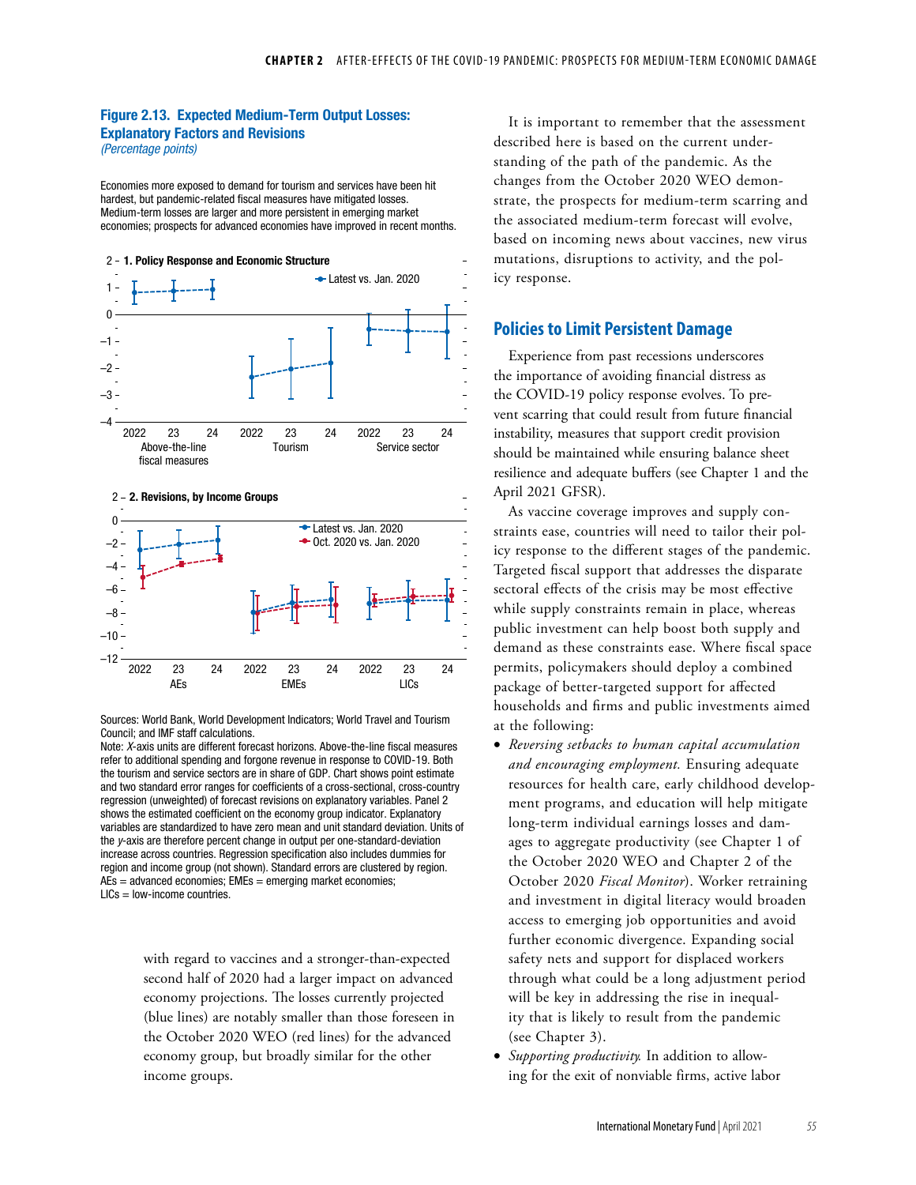**Figure 2.13. Expected Medium-Term Output Losses: Explanatory Factors and Revisions**
*(Percentage points)*

Economies more exposed to demand for tourism and services have been hit hardest, but pandemic-related fiscal measures have mitigated losses. Medium-term losses are larger and more persistent in emerging market economies; prospects for advanced economies have improved in recent months.

Sources: World Bank, World Development Indicators; World Travel and Tourism Council; and IMF staff calculations.
Note: *X*-axis units are different forecast horizons. Above-the-line fiscal measures refer to additional spending and forgone revenue in response to COVID-19. Both the tourism and service sectors are in share of GDP. Chart shows point estimate and two standard error ranges for coefficients of a cross-sectional, cross-country regression (unweighted) of forecast revisions on explanatory variables. Panel 2 shows the estimated coefficient on the economy group indicator. Explanatory variables are standardized to have zero mean and unit standard deviation. Units of the *y*-axis are therefore percent change in output per one-standard-deviation increase across countries. Regression specification also includes dummies for region and income group (not shown). Standard errors are clustered by region. AEs = advanced economies; EMEs = emerging market economies; LICs = low-income countries.

with regard to vaccines and a stronger-than-expected second half of 2020 had a larger impact on advanced economy projections. The losses currently projected (blue lines) are notably smaller than those foreseen in the October 2020 WEO (red lines) for the advanced economy group, but broadly similar for the other income groups.

It is important to remember that the assessment described here is based on the current understanding of the path of the pandemic. As the changes from the October 2020 WEO demonstrate, the prospects for medium-term scarring and the associated medium-term forecast will evolve, based on incoming news about vaccines, new virus mutations, disruptions to activity, and the policy response.

## Policies to Limit Persistent Damage

Experience from past recessions underscores the importance of avoiding financial distress as the COVID-19 policy response evolves. To prevent scarring that could result from future financial instability, measures that support credit provision should be maintained while ensuring balance sheet resilience and adequate buffers (see Chapter 1 and the April 2021 GFSR).

As vaccine coverage improves and supply constraints ease, countries will need to tailor their policy response to the different stages of the pandemic. Targeted fiscal support that addresses the disparate sectoral effects of the crisis may be most effective while supply constraints remain in place, whereas public investment can help boost both supply and demand as these constraints ease. Where fiscal space permits, policymakers should deploy a combined package of better-targeted support for affected households and firms and public investments aimed at the following:

- *Reversing setbacks to human capital accumulation and encouraging employment.* Ensuring adequate resources for health care, early childhood development programs, and education will help mitigate long-term individual earnings losses and damages to aggregate productivity (see Chapter 1 of the October 2020 WEO and Chapter 2 of the October 2020 *Fiscal Monitor*). Worker retraining and investment in digital literacy would broaden access to emerging job opportunities and avoid further economic divergence. Expanding social safety nets and support for displaced workers through what could be a long adjustment period will be key in addressing the rise in inequality that is likely to result from the pandemic (see Chapter 3).
- *Supporting productivity.* In addition to allowing for the exit of nonviable firms, active labor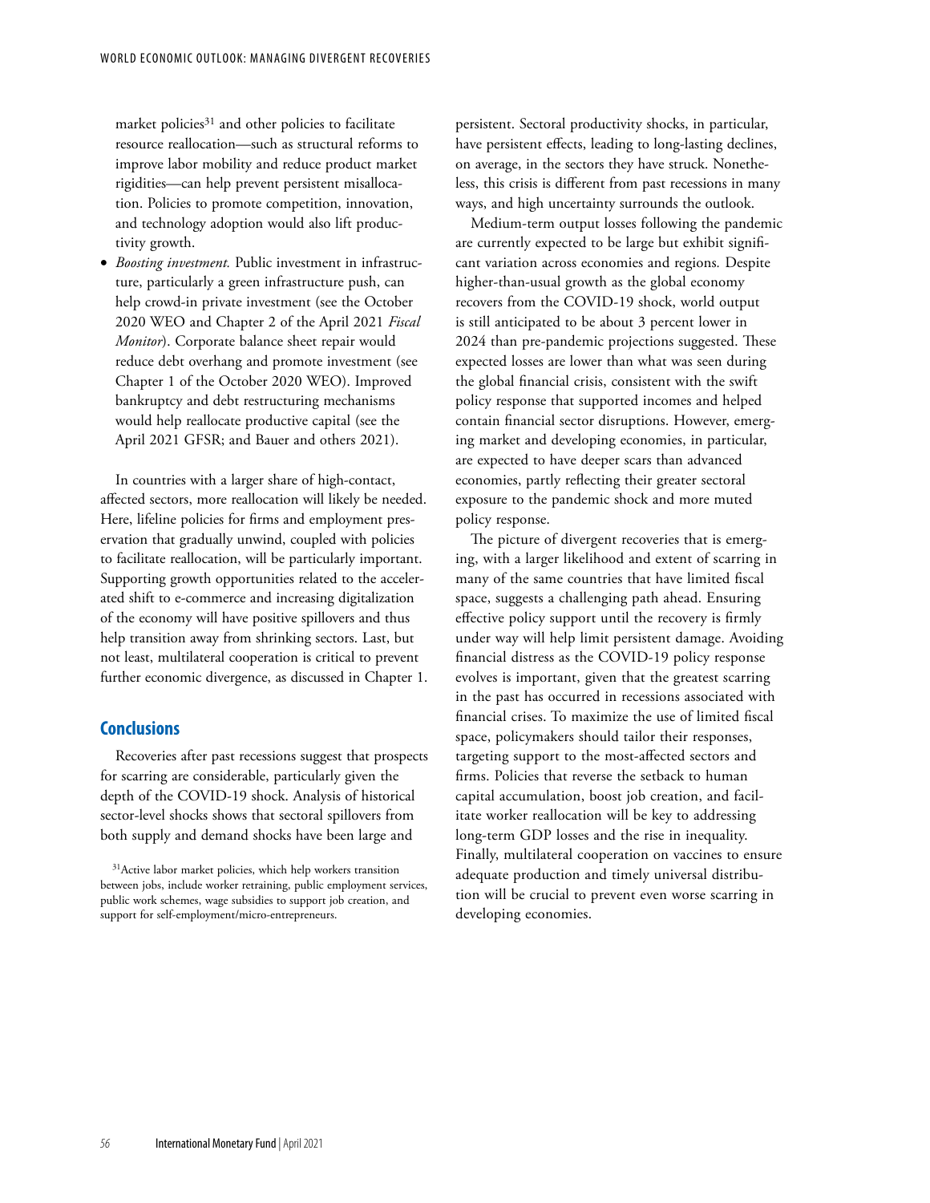market policies[31] and other policies to facilitate resource reallocation—such as structural reforms to improve labor mobility and reduce product market rigidities—can help prevent persistent misallocation. Policies to promote competition, innovation, and technology adoption would also lift productivity growth.

- *Boosting investment.* Public investment in infrastructure, particularly a green infrastructure push, can help crowd-in private investment (see the October 2020 WEO and Chapter 2 of the April 2021 *Fiscal Monitor*). Corporate balance sheet repair would reduce debt overhang and promote investment (see Chapter 1 of the October 2020 WEO). Improved bankruptcy and debt restructuring mechanisms would help reallocate productive capital (see the April 2021 GFSR; and Bauer and others 2021).

In countries with a larger share of high-contact, affected sectors, more reallocation will likely be needed. Here, lifeline policies for firms and employment preservation that gradually unwind, coupled with policies to facilitate reallocation, will be particularly important. Supporting growth opportunities related to the accelerated shift to e-commerce and increasing digitalization of the economy will have positive spillovers and thus help transition away from shrinking sectors. Last, but not least, multilateral cooperation is critical to prevent further economic divergence, as discussed in Chapter 1.

## Conclusions

Recoveries after past recessions suggest that prospects for scarring are considerable, particularly given the depth of the COVID-19 shock. Analysis of historical sector-level shocks shows that sectoral spillovers from both supply and demand shocks have been large and persistent. Sectoral productivity shocks, in particular, have persistent effects, leading to long-lasting declines, on average, in the sectors they have struck. Nonetheless, this crisis is different from past recessions in many ways, and high uncertainty surrounds the outlook.

Medium-term output losses following the pandemic are currently expected to be large but exhibit significant variation across economies and regions. Despite higher-than-usual growth as the global economy recovers from the COVID-19 shock, world output is still anticipated to be about 3 percent lower in 2024 than pre-pandemic projections suggested. These expected losses are lower than what was seen during the global financial crisis, consistent with the swift policy response that supported incomes and helped contain financial sector disruptions. However, emerging market and developing economies, in particular, are expected to have deeper scars than advanced economies, partly reflecting their greater sectoral exposure to the pandemic shock and more muted policy response.

The picture of divergent recoveries that is emerging, with a larger likelihood and extent of scarring in many of the same countries that have limited fiscal space, suggests a challenging path ahead. Ensuring effective policy support until the recovery is firmly under way will help limit persistent damage. Avoiding financial distress as the COVID-19 policy response evolves is important, given that the greatest scarring in the past has occurred in recessions associated with financial crises. To maximize the use of limited fiscal space, policymakers should tailor their responses, targeting support to the most-affected sectors and firms. Policies that reverse the setback to human capital accumulation, boost job creation, and facilitate worker reallocation will be key to addressing long-term GDP losses and the rise in inequality. Finally, multilateral cooperation on vaccines to ensure adequate production and timely universal distribution will be crucial to prevent even worse scarring in developing economies.

[31]Active labor market policies, which help workers transition between jobs, include worker retraining, public employment services, public work schemes, wage subsidies to support job creation, and support for self-employment/micro-entrepreneurs.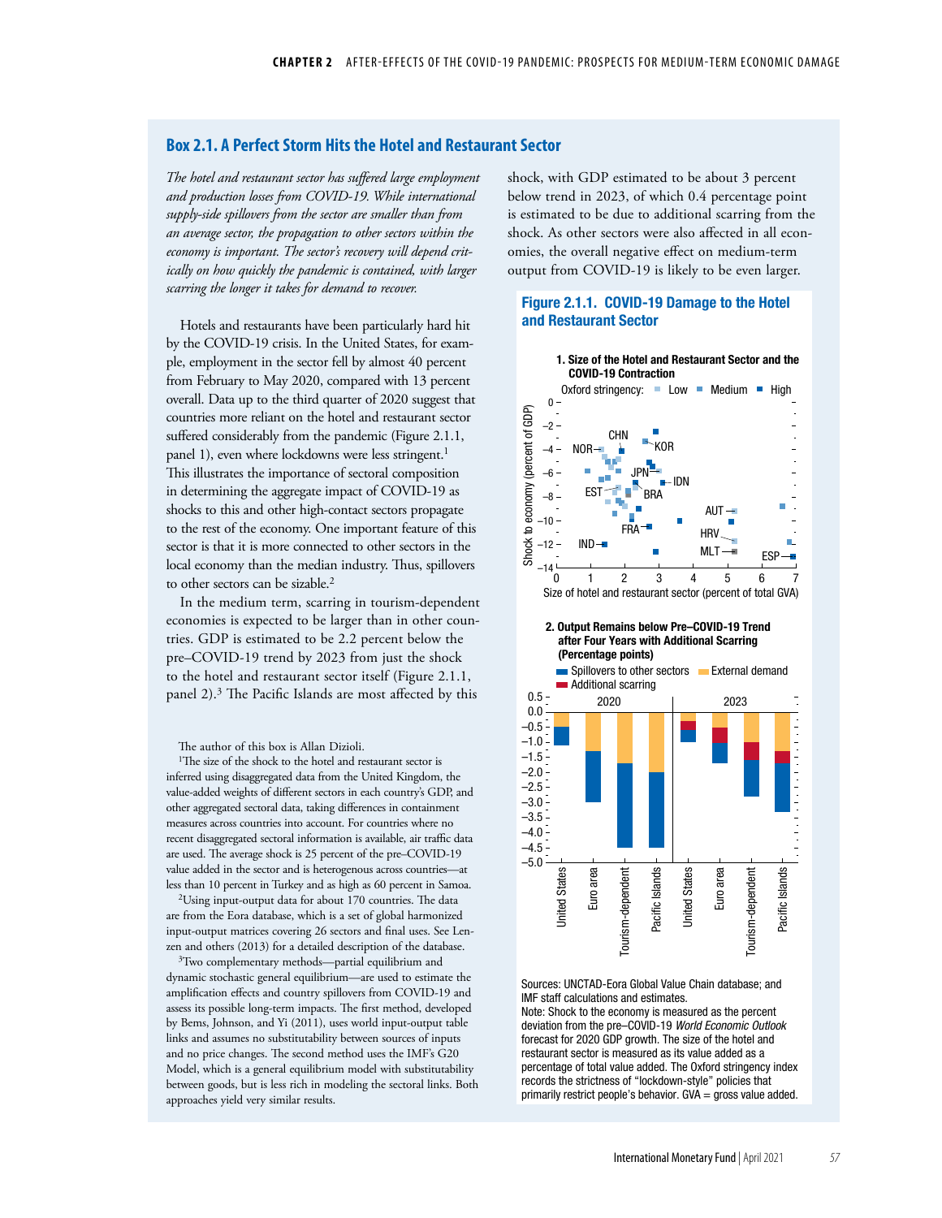## Box 2.1. A Perfect Storm Hits the Hotel and Restaurant Sector

*The hotel and restaurant sector has suffered large employment and production losses from COVID-19. While international supply-side spillovers from the sector are smaller than from an average sector, the propagation to other sectors within the economy is important. The sector's recovery will depend critically on how quickly the pandemic is contained, with larger scarring the longer it takes for demand to recover.*

Hotels and restaurants have been particularly hard hit by the COVID-19 crisis. In the United States, for example, employment in the sector fell by almost 40 percent from February to May 2020, compared with 13 percent overall. Data up to the third quarter of 2020 suggest that countries more reliant on the hotel and restaurant sector suffered considerably from the pandemic (Figure 2.1.1, panel 1), even where lockdowns were less stringent.[1] This illustrates the importance of sectoral composition in determining the aggregate impact of COVID-19 as shocks to this and other high-contact sectors propagate to the rest of the economy. One important feature of this sector is that it is more connected to other sectors in the local economy than the median industry. Thus, spillovers to other sectors can be sizable.[2]

In the medium term, scarring in tourism-dependent economies is expected to be larger than in other countries. GDP is estimated to be 2.2 percent below the pre–COVID-19 trend by 2023 from just the shock to the hotel and restaurant sector itself (Figure 2.1.1, panel 2).[3] The Pacific Islands are most affected by this shock, with GDP estimated to be about 3 percent below trend in 2023, of which 0.4 percentage point is estimated to be due to additional scarring from the shock. As other sectors were also affected in all economies, the overall negative effect on medium-term output from COVID-19 is likely to be even larger.

The author of this box is Allan Dizioli.

[1]The size of the shock to the hotel and restaurant sector is inferred using disaggregated data from the United Kingdom, the value-added weights of different sectors in each country's GDP, and other aggregated sectoral data, taking differences in containment measures across countries into account. For countries where no recent disaggregated sectoral information is available, air traffic data are used. The average shock is 25 percent of the pre–COVID-19 value added in the sector and is heterogenous across countries—at less than 10 percent in Turkey and as high as 60 percent in Samoa.

[2]Using input-output data for about 170 countries. The data are from the Eora database, which is a set of global harmonized input-output matrices covering 26 sectors and final uses. See Lenzen and others (2013) for a detailed description of the database.

[3]Two complementary methods—partial equilibrium and dynamic stochastic general equilibrium—are used to estimate the amplification effects and country spillovers from COVID-19 and assess its possible long-term impacts. The first method, developed by Bems, Johnson, and Yi (2011), uses world input-output table links and assumes no substitutability between sources of inputs and no price changes. The second method uses the IMF's G20 Model, which is a general equilibrium model with substitutability between goods, but is less rich in modeling the sectoral links. Both approaches yield very similar results.

### Figure 2.1.1. COVID-19 Damage to the Hotel and Restaurant Sector

**1. Size of the Hotel and Restaurant Sector and the COVID-19 Contraction**

Oxford stringency: Low, Medium, High

Y-axis: Shock to economy (percent of GDP), 0 to –14. X-axis: Size of hotel and restaurant sector (percent of total GVA), 0 to 7. Labeled countries: CHN, NOR, KOR, JPN, IDN, EST, BRA, AUT, FRA, HRV, IND, MLT, ESP.

**2. Output Remains below Pre–COVID-19 Trend after Four Years with Additional Scarring (Percentage points)**

Legend: Spillovers to other sectors; External demand; Additional scarring

Groups for 2020 and 2023: United States, Euro area, Tourism-dependent, Pacific Islands. Y-axis: 0.5 to –5.0.

Sources: UNCTAD-Eora Global Value Chain database; and IMF staff calculations and estimates.

Note: Shock to the economy is measured as the percent deviation from the pre–COVID-19 *World Economic Outlook* forecast for 2020 GDP growth. The size of the hotel and restaurant sector is measured as its value added as a percentage of total value added. The Oxford stringency index records the strictness of "lockdown-style" policies that primarily restrict people's behavior. GVA = gross value added.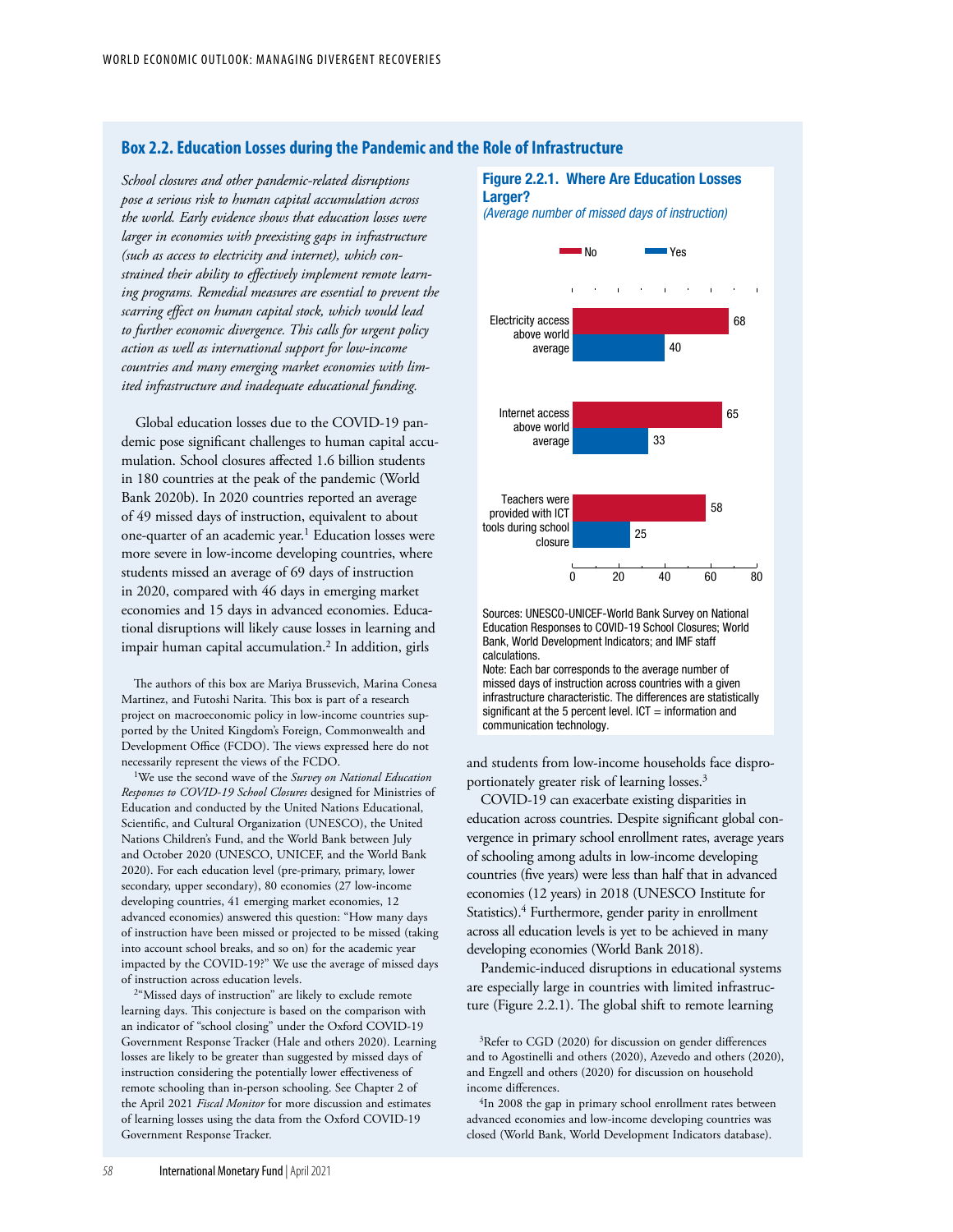## Box 2.2. Education Losses during the Pandemic and the Role of Infrastructure

*School closures and other pandemic-related disruptions pose a serious risk to human capital accumulation across the world. Early evidence shows that education losses were larger in economies with preexisting gaps in infrastructure (such as access to electricity and internet), which constrained their ability to effectively implement remote learning programs. Remedial measures are essential to prevent the scarring effect on human capital stock, which would lead to further economic divergence. This calls for urgent policy action as well as international support for low-income countries and many emerging market economies with limited infrastructure and inadequate educational funding.*

Global education losses due to the COVID-19 pandemic pose significant challenges to human capital accumulation. School closures affected 1.6 billion students in 180 countries at the peak of the pandemic (World Bank 2020b). In 2020 countries reported an average of 49 missed days of instruction, equivalent to about one-quarter of an academic year.[1] Education losses were more severe in low-income developing countries, where students missed an average of 69 days of instruction in 2020, compared with 46 days in emerging market economies and 15 days in advanced economies. Educational disruptions will likely cause losses in learning and impair human capital accumulation.[2] In addition, girls and students from low-income households face disproportionately greater risk of learning losses.[3]

COVID-19 can exacerbate existing disparities in education across countries. Despite significant global convergence in primary school enrollment rates, average years of schooling among adults in low-income developing countries (five years) were less than half that in advanced economies (12 years) in 2018 (UNESCO Institute for Statistics).[4] Furthermore, gender parity in enrollment across all education levels is yet to be achieved in many developing economies (World Bank 2018).

Pandemic-induced disruptions in educational systems are especially large in countries with limited infrastructure (Figure 2.2.1). The global shift to remote learning

**Figure 2.2.1. Where Are Education Losses Larger?**
*(Average number of missed days of instruction)*

| | No | Yes |
|---|---|---|
| Electricity access above world average | 68 | 40 |
| Internet access above world average | 65 | 33 |
| Teachers were provided with ICT tools during school closure | 58 | 25 |

Sources: UNESCO-UNICEF-World Bank Survey on National Education Responses to COVID-19 School Closures; World Bank, World Development Indicators; and IMF staff calculations.
Note: Each bar corresponds to the average number of missed days of instruction across countries with a given infrastructure characteristic. The differences are statistically significant at the 5 percent level. ICT = information and communication technology.

---

The authors of this box are Mariya Brussevich, Marina Conesa Martinez, and Futoshi Narita. This box is part of a research project on macroeconomic policy in low-income countries supported by the United Kingdom's Foreign, Commonwealth and Development Office (FCDO). The views expressed here do not necessarily represent the views of the FCDO.

[1]We use the second wave of the *Survey on National Education Responses to COVID-19 School Closures* designed for Ministries of Education and conducted by the United Nations Educational, Scientific, and Cultural Organization (UNESCO), the United Nations Children's Fund, and the World Bank between July and October 2020 (UNESCO, UNICEF, and the World Bank 2020). For each education level (pre-primary, primary, lower secondary, upper secondary), 80 economies (27 low-income developing countries, 41 emerging market economies, 12 advanced economies) answered this question: "How many days of instruction have been missed or projected to be missed (taking into account school breaks, and so on) for the academic year impacted by the COVID-19?" We use the average of missed days of instruction across education levels.

[2]"Missed days of instruction" are likely to exclude remote learning days. This conjecture is based on the comparison with an indicator of "school closing" under the Oxford COVID-19 Government Response Tracker (Hale and others 2020). Learning losses are likely to be greater than suggested by missed days of instruction considering the potentially lower effectiveness of remote schooling than in-person schooling. See Chapter 2 of the April 2021 *Fiscal Monitor* for more discussion and estimates of learning losses using the data from the Oxford COVID-19 Government Response Tracker.

[3]Refer to CGD (2020) for discussion on gender differences and to Agostinelli and others (2020), Azevedo and others (2020), and Engzell and others (2020) for discussion on household income differences.

[4]In 2008 the gap in primary school enrollment rates between advanced economies and low-income developing countries was closed (World Bank, World Development Indicators database).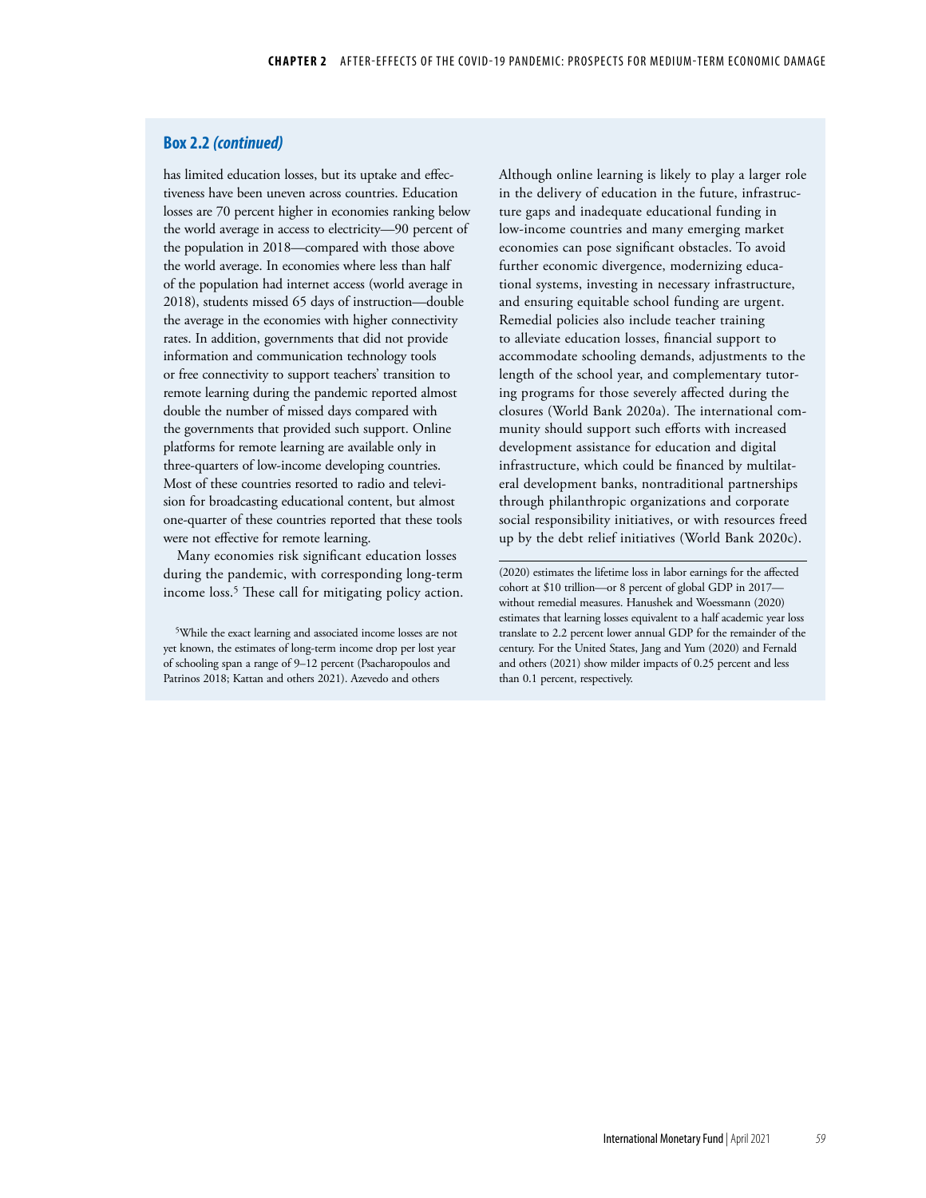## Box 2.2 *(continued)*

has limited education losses, but its uptake and effectiveness have been uneven across countries. Education losses are 70 percent higher in economies ranking below the world average in access to electricity—90 percent of the population in 2018—compared with those above the world average. In economies where less than half of the population had internet access (world average in 2018), students missed 65 days of instruction—double the average in the economies with higher connectivity rates. In addition, governments that did not provide information and communication technology tools or free connectivity to support teachers' transition to remote learning during the pandemic reported almost double the number of missed days compared with the governments that provided such support. Online platforms for remote learning are available only in three-quarters of low-income developing countries. Most of these countries resorted to radio and television for broadcasting educational content, but almost one-quarter of these countries reported that these tools were not effective for remote learning.

Many economies risk significant education losses during the pandemic, with corresponding long-term income loss.[5] These call for mitigating policy action.

Although online learning is likely to play a larger role in the delivery of education in the future, infrastructure gaps and inadequate educational funding in low-income countries and many emerging market economies can pose significant obstacles. To avoid further economic divergence, modernizing educational systems, investing in necessary infrastructure, and ensuring equitable school funding are urgent. Remedial policies also include teacher training to alleviate education losses, financial support to accommodate schooling demands, adjustments to the length of the school year, and complementary tutoring programs for those severely affected during the closures (World Bank 2020a). The international community should support such efforts with increased development assistance for education and digital infrastructure, which could be financed by multilateral development banks, nontraditional partnerships through philanthropic organizations and corporate social responsibility initiatives, or with resources freed up by the debt relief initiatives (World Bank 2020c).

---

[5]While the exact learning and associated income losses are not yet known, the estimates of long-term income drop per lost year of schooling span a range of 9–12 percent (Psacharopoulos and Patrinos 2018; Kattan and others 2021). Azevedo and others (2020) estimates the lifetime loss in labor earnings for the affected cohort at $10 trillion—or 8 percent of global GDP in 2017—without remedial measures. Hanushek and Woessmann (2020) estimates that learning losses equivalent to a half academic year loss translate to 2.2 percent lower annual GDP for the remainder of the century. For the United States, Jang and Yum (2020) and Fernald and others (2021) show milder impacts of 0.25 percent and less than 0.1 percent, respectively.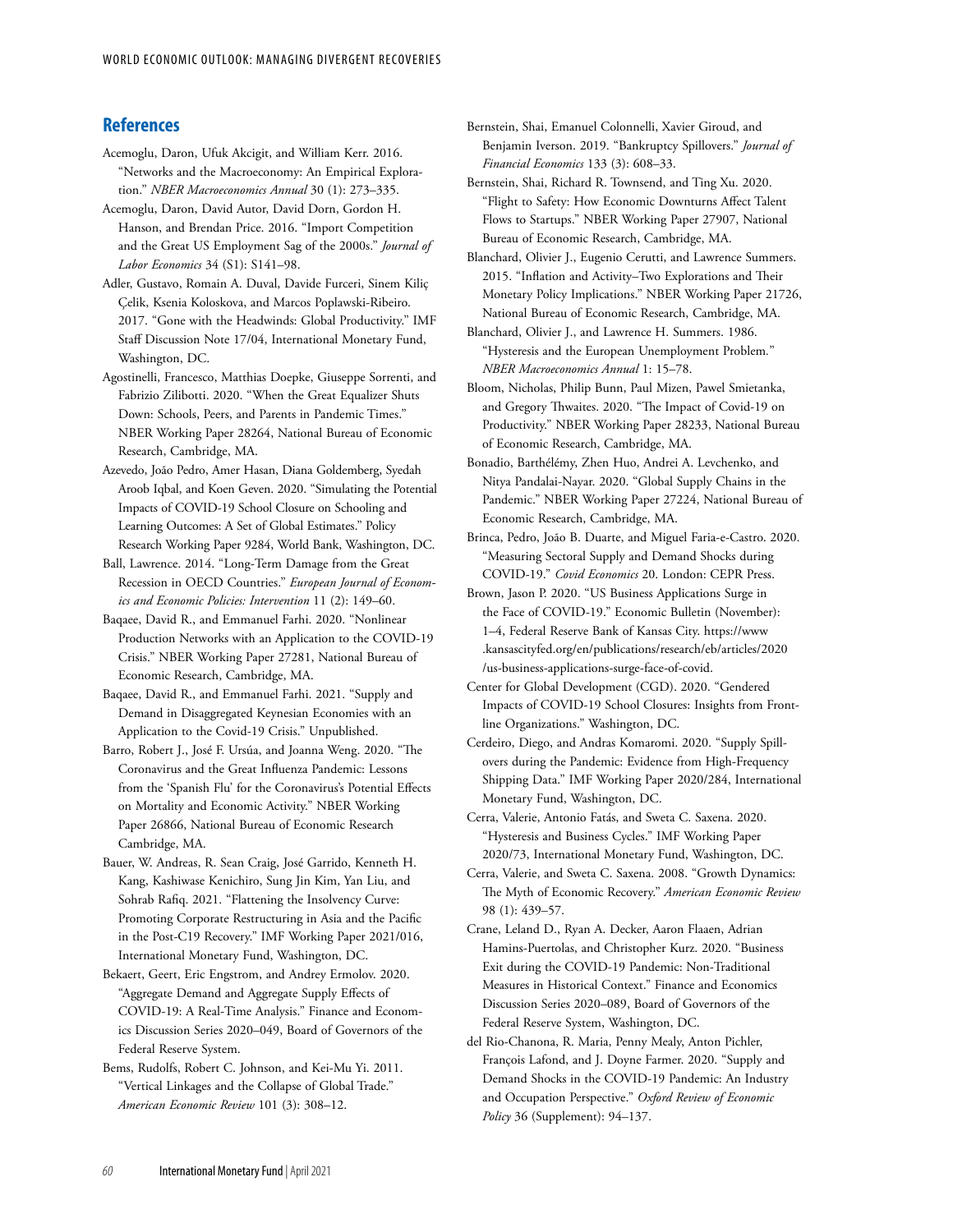## References

Acemoglu, Daron, Ufuk Akcigit, and William Kerr. 2016. "Networks and the Macroeconomy: An Empirical Exploration." *NBER Macroeconomics Annual* 30 (1): 273–335.

Acemoglu, Daron, David Autor, David Dorn, Gordon H. Hanson, and Brendan Price. 2016. "Import Competition and the Great US Employment Sag of the 2000s." *Journal of Labor Economics* 34 (S1): S141–98.

Adler, Gustavo, Romain A. Duval, Davide Furceri, Sinem Kiliç Çelik, Ksenia Koloskova, and Marcos Poplawski-Ribeiro. 2017. "Gone with the Headwinds: Global Productivity." IMF Staff Discussion Note 17/04, International Monetary Fund, Washington, DC.

Agostinelli, Francesco, Matthias Doepke, Giuseppe Sorrenti, and Fabrizio Zilibotti. 2020. "When the Great Equalizer Shuts Down: Schools, Peers, and Parents in Pandemic Times." NBER Working Paper 28264, National Bureau of Economic Research, Cambridge, MA.

Azevedo, João Pedro, Amer Hasan, Diana Goldemberg, Syedah Aroob Iqbal, and Koen Geven. 2020. "Simulating the Potential Impacts of COVID-19 School Closure on Schooling and Learning Outcomes: A Set of Global Estimates." Policy Research Working Paper 9284, World Bank, Washington, DC.

Ball, Lawrence. 2014. "Long-Term Damage from the Great Recession in OECD Countries." *European Journal of Economics and Economic Policies: Intervention* 11 (2): 149–60.

Baqaee, David R., and Emmanuel Farhi. 2020. "Nonlinear Production Networks with an Application to the COVID-19 Crisis." NBER Working Paper 27281, National Bureau of Economic Research, Cambridge, MA.

Baqaee, David R., and Emmanuel Farhi. 2021. "Supply and Demand in Disaggregated Keynesian Economies with an Application to the Covid-19 Crisis." Unpublished.

Barro, Robert J., José F. Ursúa, and Joanna Weng. 2020. "The Coronavirus and the Great Influenza Pandemic: Lessons from the 'Spanish Flu' for the Coronavirus's Potential Effects on Mortality and Economic Activity." NBER Working Paper 26866, National Bureau of Economic Research Cambridge, MA.

Bauer, W. Andreas, R. Sean Craig, José Garrido, Kenneth H. Kang, Kashiwase Kenichiro, Sung Jin Kim, Yan Liu, and Sohrab Rafiq. 2021. "Flattening the Insolvency Curve: Promoting Corporate Restructuring in Asia and the Pacific in the Post-C19 Recovery." IMF Working Paper 2021/016, International Monetary Fund, Washington, DC.

Bekaert, Geert, Eric Engstrom, and Andrey Ermolov. 2020. "Aggregate Demand and Aggregate Supply Effects of COVID-19: A Real-Time Analysis." Finance and Economics Discussion Series 2020–049, Board of Governors of the Federal Reserve System.

Bems, Rudolfs, Robert C. Johnson, and Kei-Mu Yi. 2011. "Vertical Linkages and the Collapse of Global Trade." *American Economic Review* 101 (3): 308–12.

Bernstein, Shai, Emanuel Colonnelli, Xavier Giroud, and Benjamin Iverson. 2019. "Bankruptcy Spillovers." *Journal of Financial Economics* 133 (3): 608–33.

Bernstein, Shai, Richard R. Townsend, and Ting Xu. 2020. "Flight to Safety: How Economic Downturns Affect Talent Flows to Startups." NBER Working Paper 27907, National Bureau of Economic Research, Cambridge, MA.

Blanchard, Olivier J., Eugenio Cerutti, and Lawrence Summers. 2015. "Inflation and Activity–Two Explorations and Their Monetary Policy Implications." NBER Working Paper 21726, National Bureau of Economic Research, Cambridge, MA.

Blanchard, Olivier J., and Lawrence H. Summers. 1986. "Hysteresis and the European Unemployment Problem." *NBER Macroeconomics Annual* 1: 15–78.

Bloom, Nicholas, Philip Bunn, Paul Mizen, Pawel Smietanka, and Gregory Thwaites. 2020. "The Impact of Covid-19 on Productivity." NBER Working Paper 28233, National Bureau of Economic Research, Cambridge, MA.

Bonadio, Barthélémy, Zhen Huo, Andrei A. Levchenko, and Nitya Pandalai-Nayar. 2020. "Global Supply Chains in the Pandemic." NBER Working Paper 27224, National Bureau of Economic Research, Cambridge, MA.

Brinca, Pedro, João B. Duarte, and Miguel Faria-e-Castro. 2020. "Measuring Sectoral Supply and Demand Shocks during COVID-19." *Covid Economics* 20. London: CEPR Press.

Brown, Jason P. 2020. "US Business Applications Surge in the Face of COVID-19." Economic Bulletin (November): 1–4, Federal Reserve Bank of Kansas City. https://www.kansascityfed.org/en/publications/research/eb/articles/2020/us-business-applications-surge-face-of-covid.

Center for Global Development (CGD). 2020. "Gendered Impacts of COVID-19 School Closures: Insights from Frontline Organizations." Washington, DC.

Cerdeiro, Diego, and Andras Komaromi. 2020. "Supply Spillovers during the Pandemic: Evidence from High-Frequency Shipping Data." IMF Working Paper 2020/284, International Monetary Fund, Washington, DC.

Cerra, Valerie, Antonio Fatás, and Sweta C. Saxena. 2020. "Hysteresis and Business Cycles." IMF Working Paper 2020/73, International Monetary Fund, Washington, DC.

Cerra, Valerie, and Sweta C. Saxena. 2008. "Growth Dynamics: The Myth of Economic Recovery." *American Economic Review* 98 (1): 439–57.

Crane, Leland D., Ryan A. Decker, Aaron Flaaen, Adrian Hamins-Puertolas, and Christopher Kurz. 2020. "Business Exit during the COVID-19 Pandemic: Non-Traditional Measures in Historical Context." Finance and Economics Discussion Series 2020–089, Board of Governors of the Federal Reserve System, Washington, DC.

del Rio-Chanona, R. Maria, Penny Mealy, Anton Pichler, François Lafond, and J. Doyne Farmer. 2020. "Supply and Demand Shocks in the COVID-19 Pandemic: An Industry and Occupation Perspective." *Oxford Review of Economic Policy* 36 (Supplement): 94–137.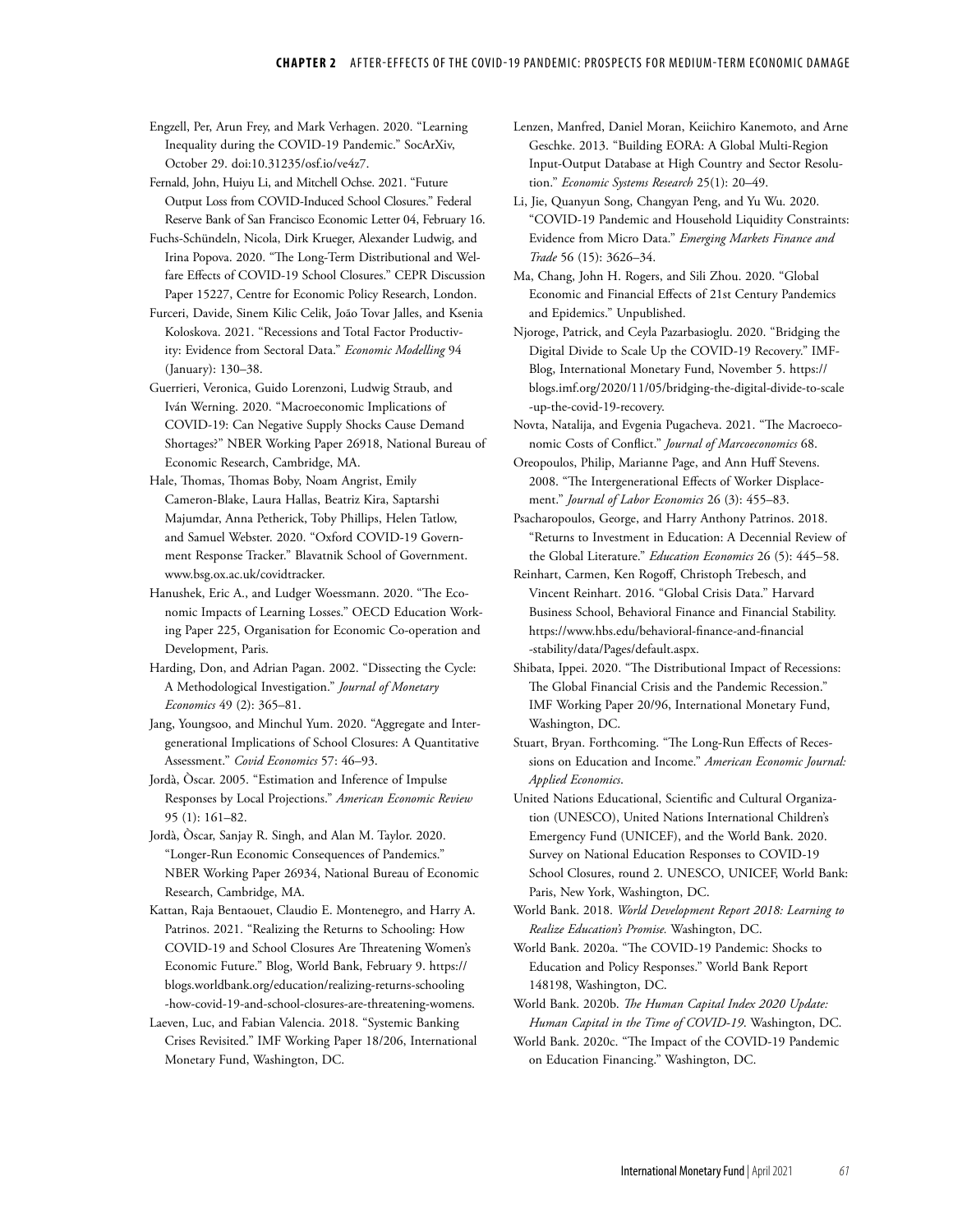Engzell, Per, Arun Frey, and Mark Verhagen. 2020. "Learning Inequality during the COVID-19 Pandemic." SocArXiv, October 29. doi:10.31235/osf.io/ve4z7.

Fernald, John, Huiyu Li, and Mitchell Ochse. 2021. "Future Output Loss from COVID-Induced School Closures." Federal Reserve Bank of San Francisco Economic Letter 04, February 16.

Fuchs-Schündeln, Nicola, Dirk Krueger, Alexander Ludwig, and Irina Popova. 2020. "The Long-Term Distributional and Welfare Effects of COVID-19 School Closures." CEPR Discussion Paper 15227, Centre for Economic Policy Research, London.

Furceri, Davide, Sinem Kilic Celik, João Tovar Jalles, and Ksenia Koloskova. 2021. "Recessions and Total Factor Productivity: Evidence from Sectoral Data." *Economic Modelling* 94 (January): 130–38.

Guerrieri, Veronica, Guido Lorenzoni, Ludwig Straub, and Iván Werning. 2020. "Macroeconomic Implications of COVID-19: Can Negative Supply Shocks Cause Demand Shortages?" NBER Working Paper 26918, National Bureau of Economic Research, Cambridge, MA.

Hale, Thomas, Thomas Boby, Noam Angrist, Emily Cameron-Blake, Laura Hallas, Beatriz Kira, Saptarshi Majumdar, Anna Petherick, Toby Phillips, Helen Tatlow, and Samuel Webster. 2020. "Oxford COVID-19 Government Response Tracker." Blavatnik School of Government. www.bsg.ox.ac.uk/covidtracker.

Hanushek, Eric A., and Ludger Woessmann. 2020. "The Economic Impacts of Learning Losses." OECD Education Working Paper 225, Organisation for Economic Co-operation and Development, Paris.

Harding, Don, and Adrian Pagan. 2002. "Dissecting the Cycle: A Methodological Investigation." *Journal of Monetary Economics* 49 (2): 365–81.

Jang, Youngsoo, and Minchul Yum. 2020. "Aggregate and Intergenerational Implications of School Closures: A Quantitative Assessment." *Covid Economics* 57: 46–93.

Jordà, Òscar. 2005. "Estimation and Inference of Impulse Responses by Local Projections." *American Economic Review* 95 (1): 161–82.

Jordà, Òscar, Sanjay R. Singh, and Alan M. Taylor. 2020. "Longer-Run Economic Consequences of Pandemics." NBER Working Paper 26934, National Bureau of Economic Research, Cambridge, MA.

Kattan, Raja Bentaouet, Claudio E. Montenegro, and Harry A. Patrinos. 2021. "Realizing the Returns to Schooling: How COVID-19 and School Closures Are Threatening Women's Economic Future." Blog, World Bank, February 9. https://blogs.worldbank.org/education/realizing-returns-schooling-how-covid-19-and-school-closures-are-threatening-womens.

Laeven, Luc, and Fabian Valencia. 2018. "Systemic Banking Crises Revisited." IMF Working Paper 18/206, International Monetary Fund, Washington, DC.

Lenzen, Manfred, Daniel Moran, Keiichiro Kanemoto, and Arne Geschke. 2013. "Building EORA: A Global Multi-Region Input-Output Database at High Country and Sector Resolution." *Economic Systems Research* 25(1): 20–49.

Li, Jie, Quanyun Song, Changyan Peng, and Yu Wu. 2020. "COVID-19 Pandemic and Household Liquidity Constraints: Evidence from Micro Data." *Emerging Markets Finance and Trade* 56 (15): 3626–34.

Ma, Chang, John H. Rogers, and Sili Zhou. 2020. "Global Economic and Financial Effects of 21st Century Pandemics and Epidemics." Unpublished.

Njoroge, Patrick, and Ceyla Pazarbasioglu. 2020. "Bridging the Digital Divide to Scale Up the COVID-19 Recovery." IMF-Blog, International Monetary Fund, November 5. https://blogs.imf.org/2020/11/05/bridging-the-digital-divide-to-scale-up-the-covid-19-recovery.

Novta, Natalija, and Evgenia Pugacheva. 2021. "The Macroeconomic Costs of Conflict." *Journal of Marcoeconomics* 68.

Oreopoulos, Philip, Marianne Page, and Ann Huff Stevens. 2008. "The Intergenerational Effects of Worker Displacement." *Journal of Labor Economics* 26 (3): 455–83.

Psacharopoulos, George, and Harry Anthony Patrinos. 2018. "Returns to Investment in Education: A Decennial Review of the Global Literature." *Education Economics* 26 (5): 445–58.

Reinhart, Carmen, Ken Rogoff, Christoph Trebesch, and Vincent Reinhart. 2016. "Global Crisis Data." Harvard Business School, Behavioral Finance and Financial Stability. https://www.hbs.edu/behavioral-finance-and-financial-stability/data/Pages/default.aspx.

Shibata, Ippei. 2020. "The Distributional Impact of Recessions: The Global Financial Crisis and the Pandemic Recession." IMF Working Paper 20/96, International Monetary Fund, Washington, DC.

Stuart, Bryan. Forthcoming. "The Long-Run Effects of Recessions on Education and Income." *American Economic Journal: Applied Economics*.

United Nations Educational, Scientific and Cultural Organization (UNESCO), United Nations International Children's Emergency Fund (UNICEF), and the World Bank. 2020. Survey on National Education Responses to COVID-19 School Closures, round 2. UNESCO, UNICEF, World Bank: Paris, New York, Washington, DC.

World Bank. 2018. *World Development Report 2018: Learning to Realize Education's Promise.* Washington, DC.

World Bank. 2020a. "The COVID-19 Pandemic: Shocks to Education and Policy Responses." World Bank Report 148198, Washington, DC.

World Bank. 2020b. *The Human Capital Index 2020 Update: Human Capital in the Time of COVID-19*. Washington, DC.

World Bank. 2020c. "The Impact of the COVID-19 Pandemic on Education Financing." Washington, DC.